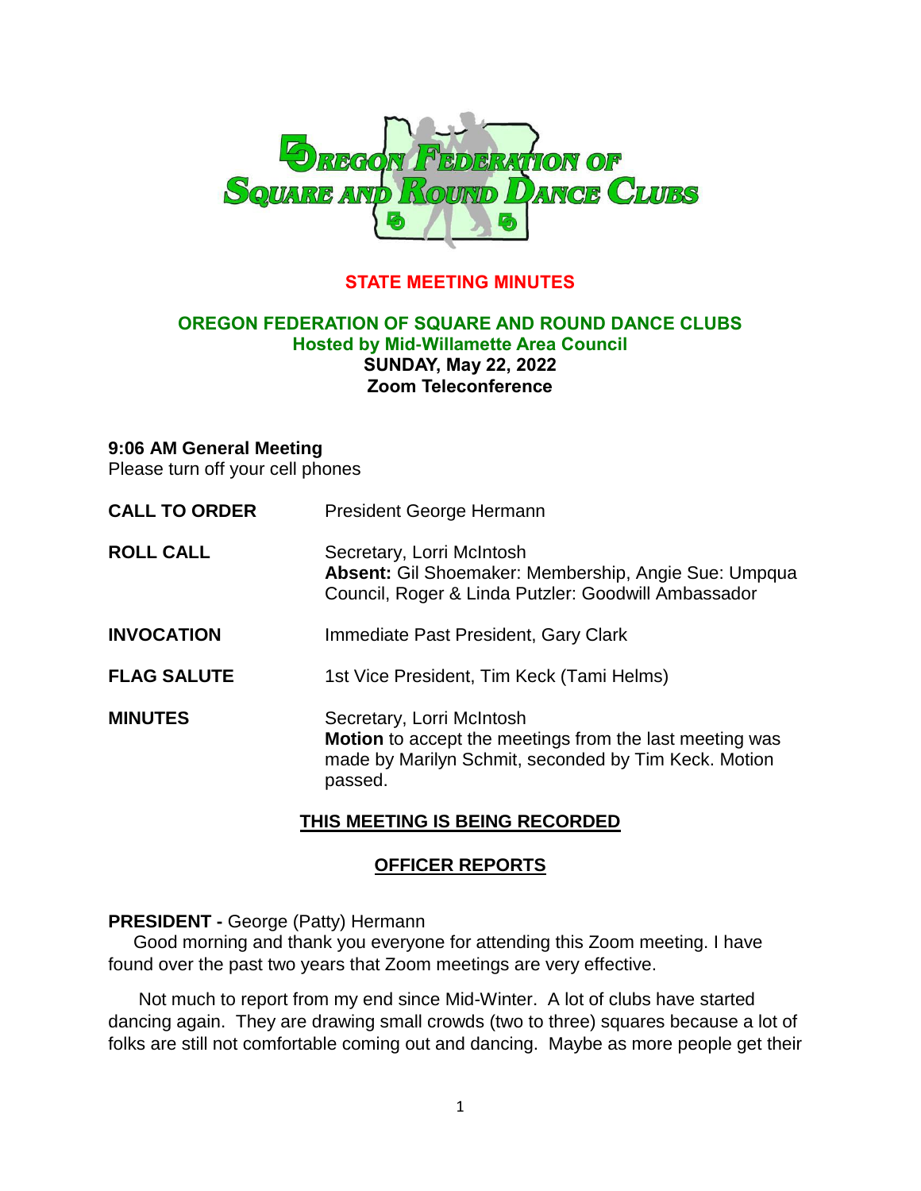# OREGON FEDERATION OF SQUARE AND ROUND DANCE CLUBS

## STATE MEETING MINUTES

**OREGON FEDERATION OF SQUARE AND ROUND DANCE CLUBS**
**Hosted by Mid-Willamette Area Council**
**SUNDAY, May 22, 2022**
**Zoom Teleconference**

**9:06 AM General Meeting**
Please turn off your cell phones

| | |
|---|---|
| **CALL TO ORDER** | President George Hermann |
| **ROLL CALL** | Secretary, Lorri McIntosh<br>**Absent:** Gil Shoemaker: Membership, Angie Sue: Umpqua Council, Roger & Linda Putzler: Goodwill Ambassador |
| **INVOCATION** | Immediate Past President, Gary Clark |
| **FLAG SALUTE** | 1st Vice President, Tim Keck (Tami Helms) |
| **MINUTES** | Secretary, Lorri McIntosh<br>**Motion** to accept the meetings from the last meeting was made by Marilyn Schmit, seconded by Tim Keck. Motion passed. |

**THIS MEETING IS BEING RECORDED**

## OFFICER REPORTS

**PRESIDENT -** George (Patty) Hermann

Good morning and thank you everyone for attending this Zoom meeting. I have found over the past two years that Zoom meetings are very effective.

Not much to report from my end since Mid-Winter. A lot of clubs have started dancing again. They are drawing small crowds (two to three) squares because a lot of folks are still not comfortable coming out and dancing. Maybe as more people get their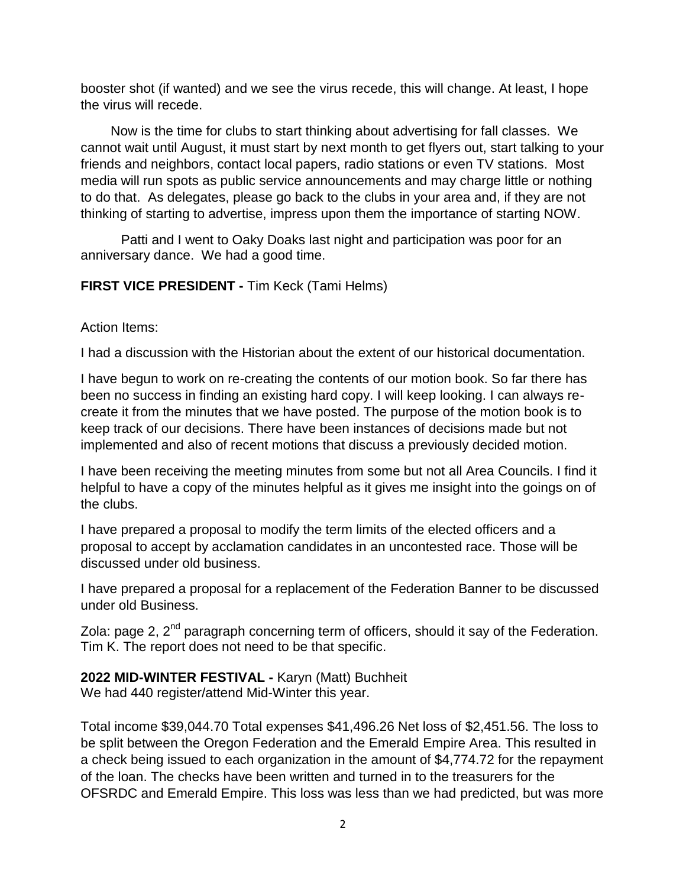booster shot (if wanted) and we see the virus recede, this will change. At least, I hope the virus will recede.

Now is the time for clubs to start thinking about advertising for fall classes. We cannot wait until August, it must start by next month to get flyers out, start talking to your friends and neighbors, contact local papers, radio stations or even TV stations. Most media will run spots as public service announcements and may charge little or nothing to do that. As delegates, please go back to the clubs in your area and, if they are not thinking of starting to advertise, impress upon them the importance of starting NOW.

Patti and I went to Oaky Doaks last night and participation was poor for an anniversary dance. We had a good time.

**FIRST VICE PRESIDENT -** Tim Keck (Tami Helms)

Action Items:

I had a discussion with the Historian about the extent of our historical documentation.

I have begun to work on re-creating the contents of our motion book. So far there has been no success in finding an existing hard copy. I will keep looking. I can always re-create it from the minutes that we have posted. The purpose of the motion book is to keep track of our decisions. There have been instances of decisions made but not implemented and also of recent motions that discuss a previously decided motion.

I have been receiving the meeting minutes from some but not all Area Councils. I find it helpful to have a copy of the minutes helpful as it gives me insight into the goings on of the clubs.

I have prepared a proposal to modify the term limits of the elected officers and a proposal to accept by acclamation candidates in an uncontested race. Those will be discussed under old business.

I have prepared a proposal for a replacement of the Federation Banner to be discussed under old Business.

Zola: page 2, 2nd paragraph concerning term of officers, should it say of the Federation. Tim K. The report does not need to be that specific.

**2022 MID-WINTER FESTIVAL -** Karyn (Matt) Buchheit
We had 440 register/attend Mid-Winter this year.

Total income $39,044.70 Total expenses $41,496.26 Net loss of $2,451.56. The loss to be split between the Oregon Federation and the Emerald Empire Area. This resulted in a check being issued to each organization in the amount of $4,774.72 for the repayment of the loan. The checks have been written and turned in to the treasurers for the OFSRDC and Emerald Empire. This loss was less than we had predicted, but was more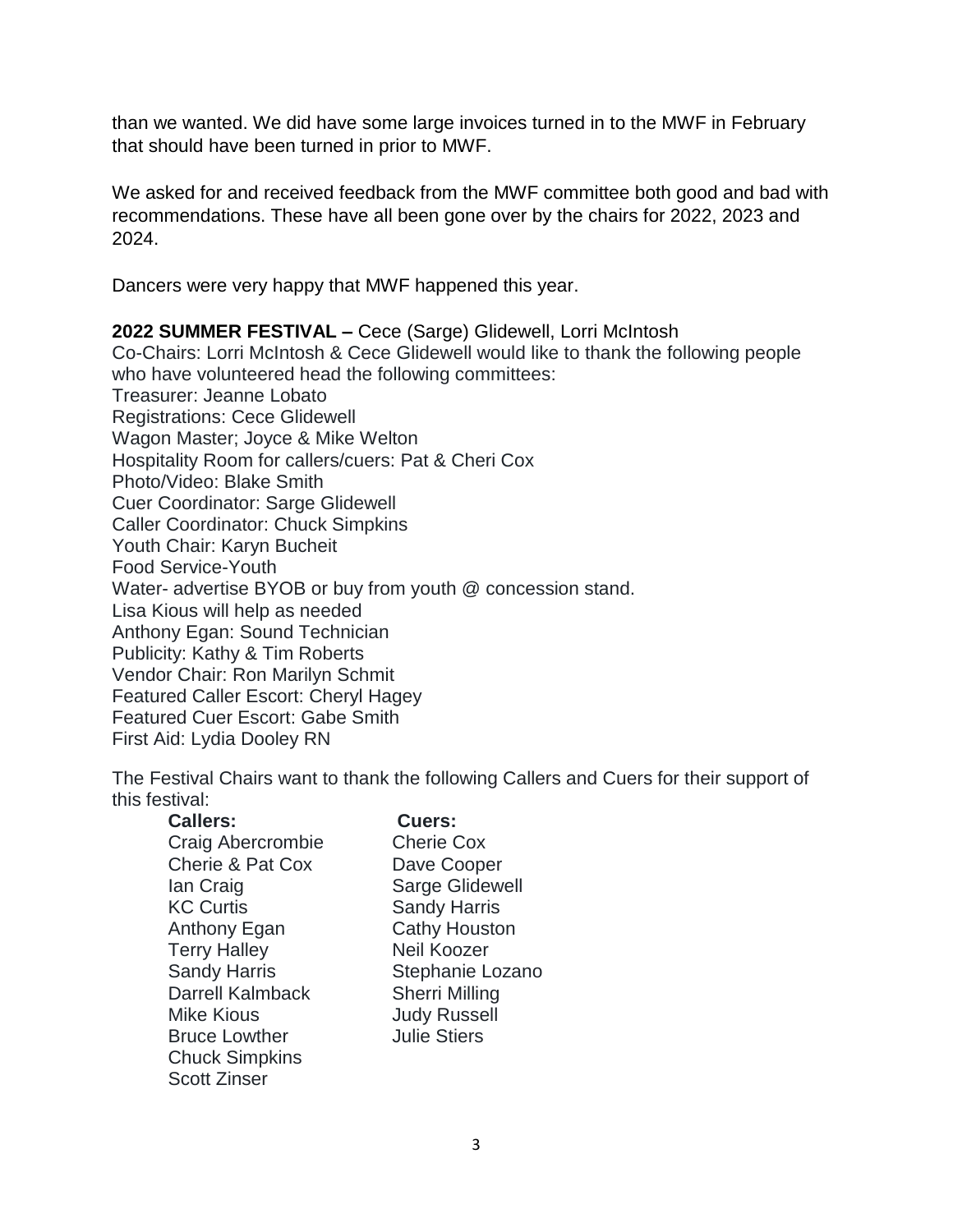than we wanted. We did have some large invoices turned in to the MWF in February that should have been turned in prior to MWF.

We asked for and received feedback from the MWF committee both good and bad with recommendations. These have all been gone over by the chairs for 2022, 2023 and 2024.

Dancers were very happy that MWF happened this year.

**2022 SUMMER FESTIVAL –** Cece (Sarge) Glidewell, Lorri McIntosh

Co-Chairs: Lorri McIntosh & Cece Glidewell would like to thank the following people who have volunteered head the following committees:
Treasurer: Jeanne Lobato
Registrations: Cece Glidewell
Wagon Master; Joyce & Mike Welton
Hospitality Room for callers/cuers: Pat & Cheri Cox
Photo/Video: Blake Smith
Cuer Coordinator: Sarge Glidewell
Caller Coordinator: Chuck Simpkins
Youth Chair: Karyn Bucheit
Food Service-Youth
Water- advertise BYOB or buy from youth @ concession stand.
Lisa Kious will help as needed
Anthony Egan: Sound Technician
Publicity: Kathy & Tim Roberts
Vendor Chair: Ron Marilyn Schmit
Featured Caller Escort: Cheryl Hagey
Featured Cuer Escort: Gabe Smith
First Aid: Lydia Dooley RN

The Festival Chairs want to thank the following Callers and Cuers for their support of this festival:

**Callers:**
Craig Abercrombie
Cherie & Pat Cox
Ian Craig
KC Curtis
Anthony Egan
Terry Halley
Sandy Harris
Darrell Kalmback
Mike Kious
Bruce Lowther
Chuck Simpkins
Scott Zinser

**Cuers:**
Cherie Cox
Dave Cooper
Sarge Glidewell
Sandy Harris
Cathy Houston
Neil Koozer
Stephanie Lozano
Sherri Milling
Judy Russell
Julie Stiers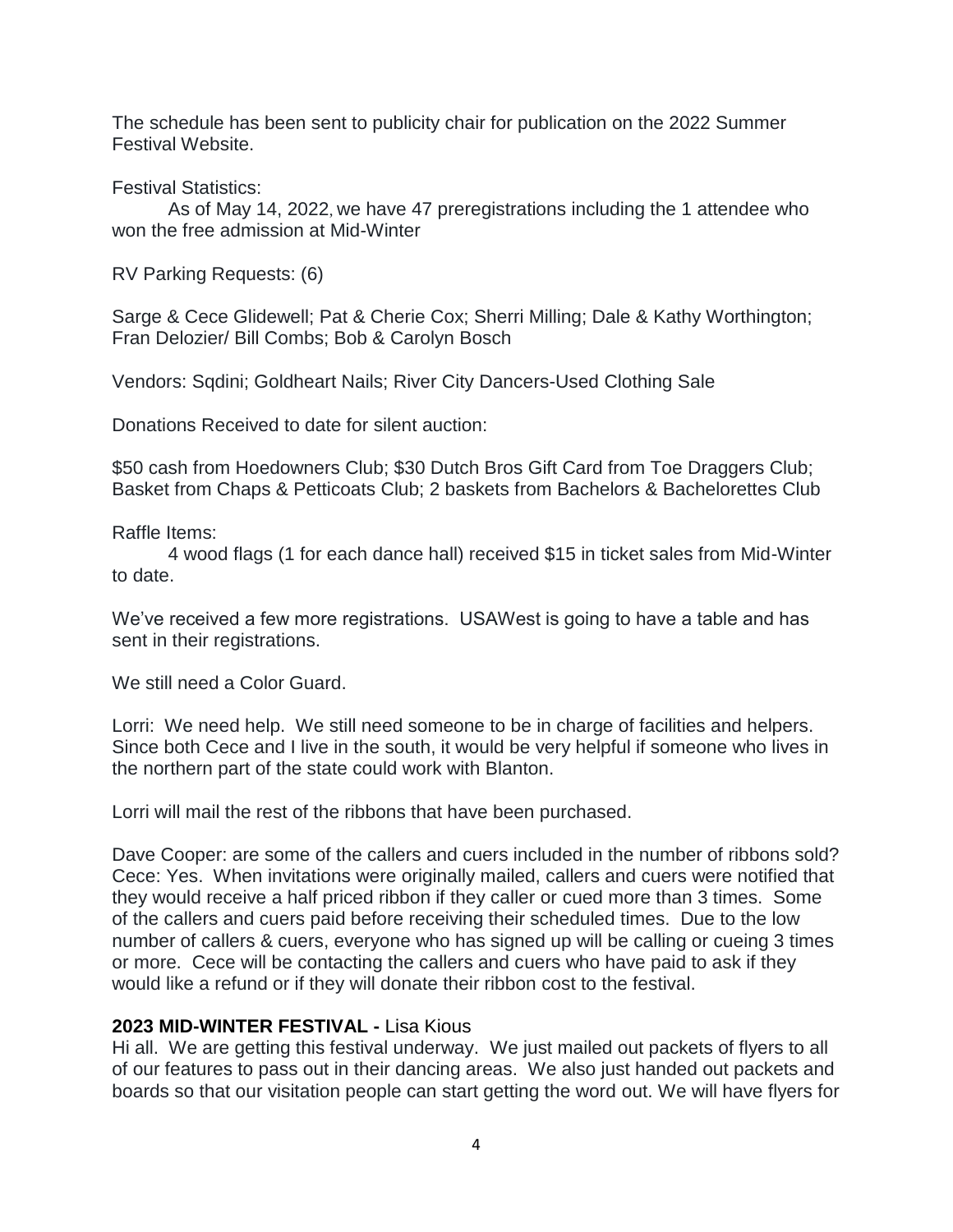The schedule has been sent to publicity chair for publication on the 2022 Summer Festival Website.

Festival Statistics:

As of May 14, 2022, we have 47 preregistrations including the 1 attendee who won the free admission at Mid-Winter

RV Parking Requests: (6)

Sarge & Cece Glidewell; Pat & Cherie Cox; Sherri Milling; Dale & Kathy Worthington; Fran Delozier/ Bill Combs; Bob & Carolyn Bosch

Vendors: Sqdini; Goldheart Nails; River City Dancers-Used Clothing Sale

Donations Received to date for silent auction:

$50 cash from Hoedowners Club; $30 Dutch Bros Gift Card from Toe Draggers Club; Basket from Chaps & Petticoats Club; 2 baskets from Bachelors & Bachelorettes Club

Raffle Items:

4 wood flags (1 for each dance hall) received $15 in ticket sales from Mid-Winter to date.

We've received a few more registrations. USAWest is going to have a table and has sent in their registrations.

We still need a Color Guard.

Lorri: We need help. We still need someone to be in charge of facilities and helpers. Since both Cece and I live in the south, it would be very helpful if someone who lives in the northern part of the state could work with Blanton.

Lorri will mail the rest of the ribbons that have been purchased.

Dave Cooper: are some of the callers and cuers included in the number of ribbons sold? Cece: Yes. When invitations were originally mailed, callers and cuers were notified that they would receive a half priced ribbon if they caller or cued more than 3 times. Some of the callers and cuers paid before receiving their scheduled times. Due to the low number of callers & cuers, everyone who has signed up will be calling or cueing 3 times or more. Cece will be contacting the callers and cuers who have paid to ask if they would like a refund or if they will donate their ribbon cost to the festival.

**2023 MID-WINTER FESTIVAL -** Lisa Kious

Hi all. We are getting this festival underway. We just mailed out packets of flyers to all of our features to pass out in their dancing areas. We also just handed out packets and boards so that our visitation people can start getting the word out. We will have flyers for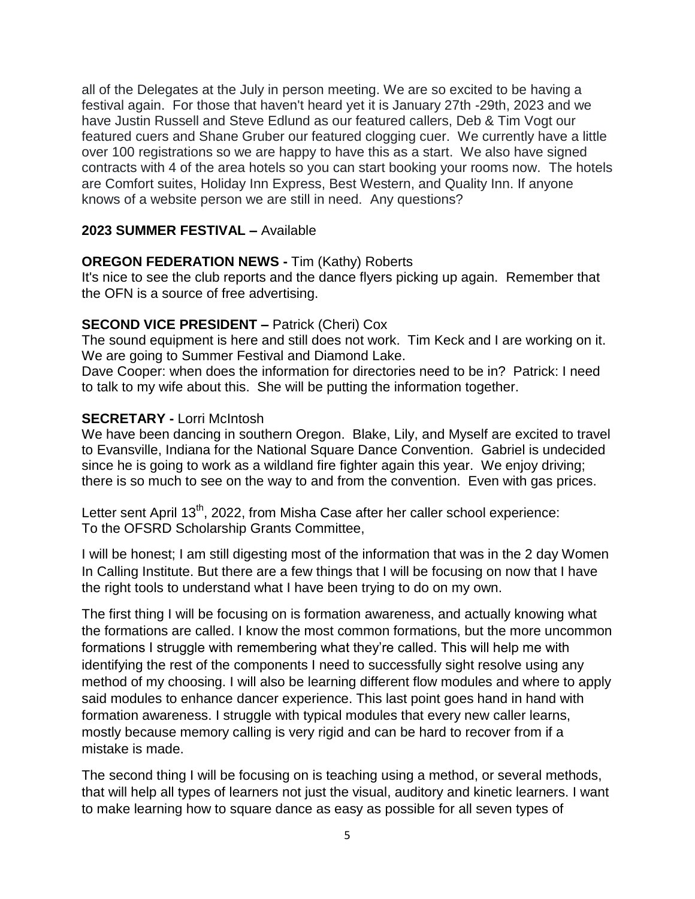all of the Delegates at the July in person meeting. We are so excited to be having a festival again. For those that haven't heard yet it is January 27th -29th, 2023 and we have Justin Russell and Steve Edlund as our featured callers, Deb & Tim Vogt our featured cuers and Shane Gruber our featured clogging cuer. We currently have a little over 100 registrations so we are happy to have this as a start. We also have signed contracts with 4 of the area hotels so you can start booking your rooms now. The hotels are Comfort suites, Holiday Inn Express, Best Western, and Quality Inn. If anyone knows of a website person we are still in need. Any questions?

**2023 SUMMER FESTIVAL –** Available

**OREGON FEDERATION NEWS -** Tim (Kathy) Roberts

It's nice to see the club reports and the dance flyers picking up again. Remember that the OFN is a source of free advertising.

**SECOND VICE PRESIDENT –** Patrick (Cheri) Cox

The sound equipment is here and still does not work. Tim Keck and I are working on it. We are going to Summer Festival and Diamond Lake.

Dave Cooper: when does the information for directories need to be in? Patrick: I need to talk to my wife about this. She will be putting the information together.

**SECRETARY -** Lorri McIntosh

We have been dancing in southern Oregon. Blake, Lily, and Myself are excited to travel to Evansville, Indiana for the National Square Dance Convention. Gabriel is undecided since he is going to work as a wildland fire fighter again this year. We enjoy driving; there is so much to see on the way to and from the convention. Even with gas prices.

Letter sent April 13th, 2022, from Misha Case after her caller school experience:
To the OFSRD Scholarship Grants Committee,

I will be honest; I am still digesting most of the information that was in the 2 day Women In Calling Institute. But there are a few things that I will be focusing on now that I have the right tools to understand what I have been trying to do on my own.

The first thing I will be focusing on is formation awareness, and actually knowing what the formations are called. I know the most common formations, but the more uncommon formations I struggle with remembering what they're called. This will help me with identifying the rest of the components I need to successfully sight resolve using any method of my choosing. I will also be learning different flow modules and where to apply said modules to enhance dancer experience. This last point goes hand in hand with formation awareness. I struggle with typical modules that every new caller learns, mostly because memory calling is very rigid and can be hard to recover from if a mistake is made.

The second thing I will be focusing on is teaching using a method, or several methods, that will help all types of learners not just the visual, auditory and kinetic learners. I want to make learning how to square dance as easy as possible for all seven types of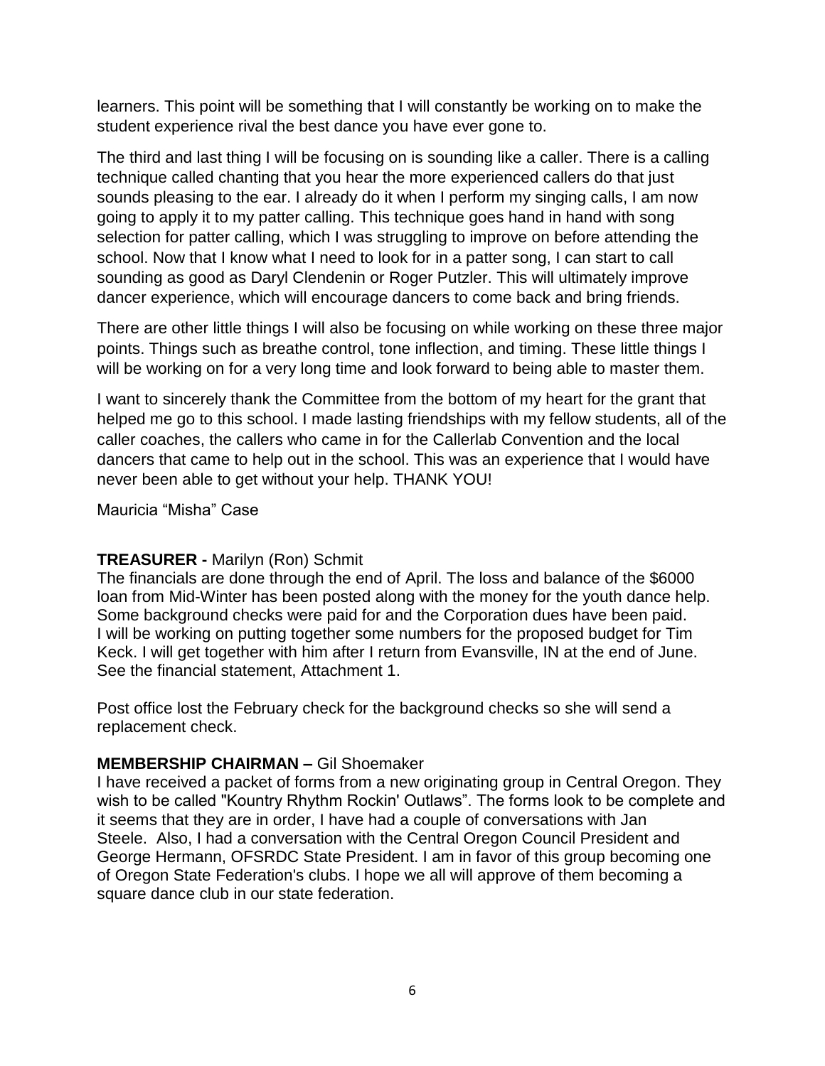learners. This point will be something that I will constantly be working on to make the student experience rival the best dance you have ever gone to.

The third and last thing I will be focusing on is sounding like a caller. There is a calling technique called chanting that you hear the more experienced callers do that just sounds pleasing to the ear. I already do it when I perform my singing calls, I am now going to apply it to my patter calling. This technique goes hand in hand with song selection for patter calling, which I was struggling to improve on before attending the school. Now that I know what I need to look for in a patter song, I can start to call sounding as good as Daryl Clendenin or Roger Putzler. This will ultimately improve dancer experience, which will encourage dancers to come back and bring friends.

There are other little things I will also be focusing on while working on these three major points. Things such as breathe control, tone inflection, and timing. These little things I will be working on for a very long time and look forward to being able to master them.

I want to sincerely thank the Committee from the bottom of my heart for the grant that helped me go to this school. I made lasting friendships with my fellow students, all of the caller coaches, the callers who came in for the Callerlab Convention and the local dancers that came to help out in the school. This was an experience that I would have never been able to get without your help. THANK YOU!

Mauricia "Misha" Case

**TREASURER -** Marilyn (Ron) Schmit
The financials are done through the end of April. The loss and balance of the $6000 loan from Mid-Winter has been posted along with the money for the youth dance help. Some background checks were paid for and the Corporation dues have been paid. I will be working on putting together some numbers for the proposed budget for Tim Keck. I will get together with him after I return from Evansville, IN at the end of June. See the financial statement, Attachment 1.

Post office lost the February check for the background checks so she will send a replacement check.

**MEMBERSHIP CHAIRMAN –** Gil Shoemaker
I have received a packet of forms from a new originating group in Central Oregon. They wish to be called "Kountry Rhythm Rockin' Outlaws". The forms look to be complete and it seems that they are in order, I have had a couple of conversations with Jan Steele. Also, I had a conversation with the Central Oregon Council President and George Hermann, OFSRDC State President. I am in favor of this group becoming one of Oregon State Federation's clubs. I hope we all will approve of them becoming a square dance club in our state federation.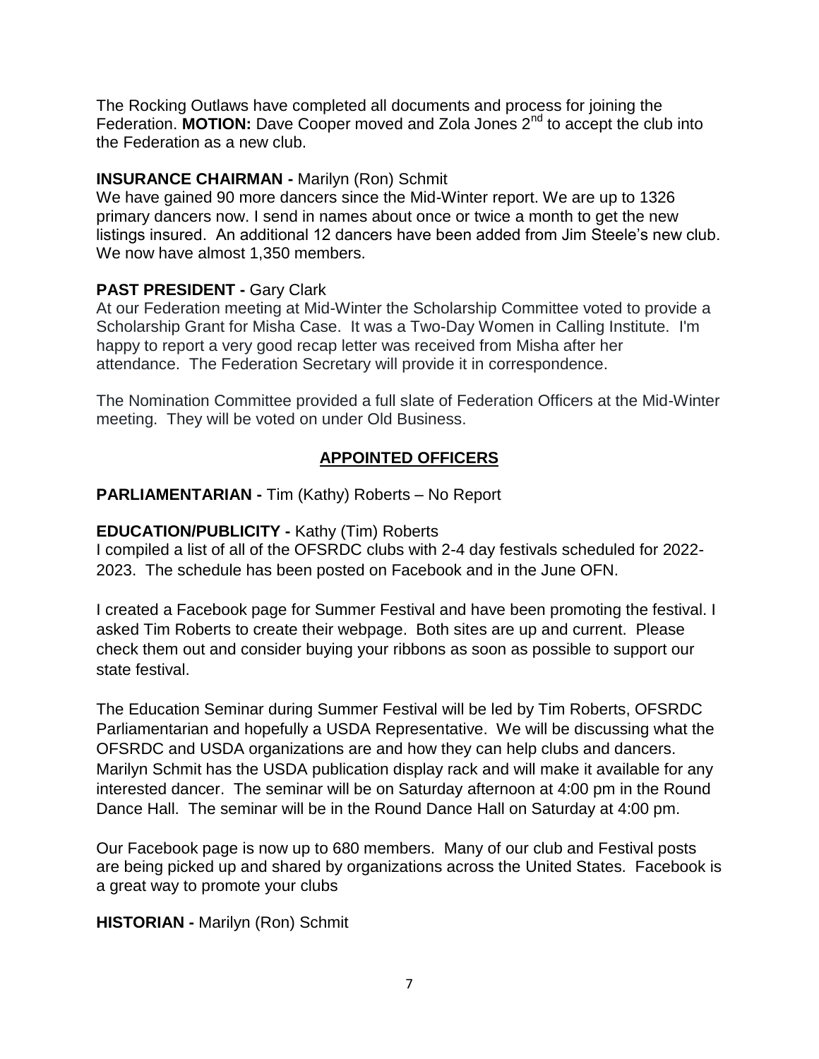The Rocking Outlaws have completed all documents and process for joining the Federation. **MOTION:** Dave Cooper moved and Zola Jones 2nd to accept the club into the Federation as a new club.

**INSURANCE CHAIRMAN -** Marilyn (Ron) Schmit

We have gained 90 more dancers since the Mid-Winter report. We are up to 1326 primary dancers now. I send in names about once or twice a month to get the new listings insured. An additional 12 dancers have been added from Jim Steele's new club. We now have almost 1,350 members.

**PAST PRESIDENT -** Gary Clark

At our Federation meeting at Mid-Winter the Scholarship Committee voted to provide a Scholarship Grant for Misha Case. It was a Two-Day Women in Calling Institute. I'm happy to report a very good recap letter was received from Misha after her attendance. The Federation Secretary will provide it in correspondence.

The Nomination Committee provided a full slate of Federation Officers at the Mid-Winter meeting. They will be voted on under Old Business.

## APPOINTED OFFICERS

**PARLIAMENTARIAN -** Tim (Kathy) Roberts – No Report

**EDUCATION/PUBLICITY -** Kathy (Tim) Roberts

I compiled a list of all of the OFSRDC clubs with 2-4 day festivals scheduled for 2022-2023. The schedule has been posted on Facebook and in the June OFN.

I created a Facebook page for Summer Festival and have been promoting the festival. I asked Tim Roberts to create their webpage. Both sites are up and current. Please check them out and consider buying your ribbons as soon as possible to support our state festival.

The Education Seminar during Summer Festival will be led by Tim Roberts, OFSRDC Parliamentarian and hopefully a USDA Representative. We will be discussing what the OFSRDC and USDA organizations are and how they can help clubs and dancers. Marilyn Schmit has the USDA publication display rack and will make it available for any interested dancer. The seminar will be on Saturday afternoon at 4:00 pm in the Round Dance Hall. The seminar will be in the Round Dance Hall on Saturday at 4:00 pm.

Our Facebook page is now up to 680 members. Many of our club and Festival posts are being picked up and shared by organizations across the United States. Facebook is a great way to promote your clubs

**HISTORIAN -** Marilyn (Ron) Schmit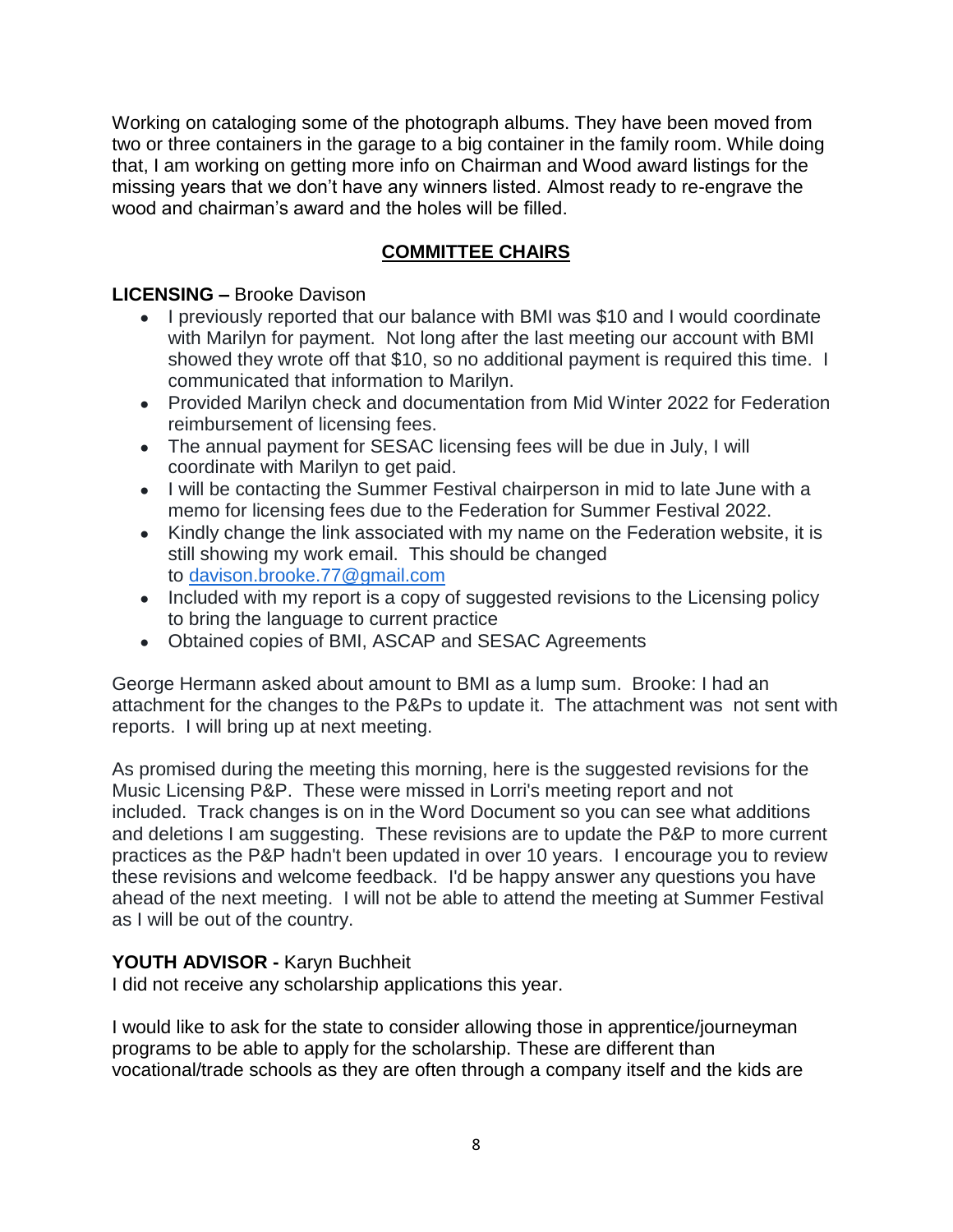Working on cataloging some of the photograph albums. They have been moved from two or three containers in the garage to a big container in the family room. While doing that, I am working on getting more info on Chairman and Wood award listings for the missing years that we don't have any winners listed. Almost ready to re-engrave the wood and chairman's award and the holes will be filled.

## COMMITTEE CHAIRS

**LICENSING –** Brooke Davison

- I previously reported that our balance with BMI was $10 and I would coordinate with Marilyn for payment. Not long after the last meeting our account with BMI showed they wrote off that $10, so no additional payment is required this time. I communicated that information to Marilyn.
- Provided Marilyn check and documentation from Mid Winter 2022 for Federation reimbursement of licensing fees.
- The annual payment for SESAC licensing fees will be due in July, I will coordinate with Marilyn to get paid.
- I will be contacting the Summer Festival chairperson in mid to late June with a memo for licensing fees due to the Federation for Summer Festival 2022.
- Kindly change the link associated with my name on the Federation website, it is still showing my work email. This should be changed to [davison.brooke.77@gmail.com](mailto:davison.brooke.77@gmail.com)
- Included with my report is a copy of suggested revisions to the Licensing policy to bring the language to current practice
- Obtained copies of BMI, ASCAP and SESAC Agreements

George Hermann asked about amount to BMI as a lump sum. Brooke: I had an attachment for the changes to the P&Ps to update it. The attachment was not sent with reports. I will bring up at next meeting.

As promised during the meeting this morning, here is the suggested revisions for the Music Licensing P&P. These were missed in Lorri's meeting report and not included. Track changes is on in the Word Document so you can see what additions and deletions I am suggesting. These revisions are to update the P&P to more current practices as the P&P hadn't been updated in over 10 years. I encourage you to review these revisions and welcome feedback. I'd be happy answer any questions you have ahead of the next meeting. I will not be able to attend the meeting at Summer Festival as I will be out of the country.

**YOUTH ADVISOR -** Karyn Buchheit

I did not receive any scholarship applications this year.

I would like to ask for the state to consider allowing those in apprentice/journeyman programs to be able to apply for the scholarship. These are different than vocational/trade schools as they are often through a company itself and the kids are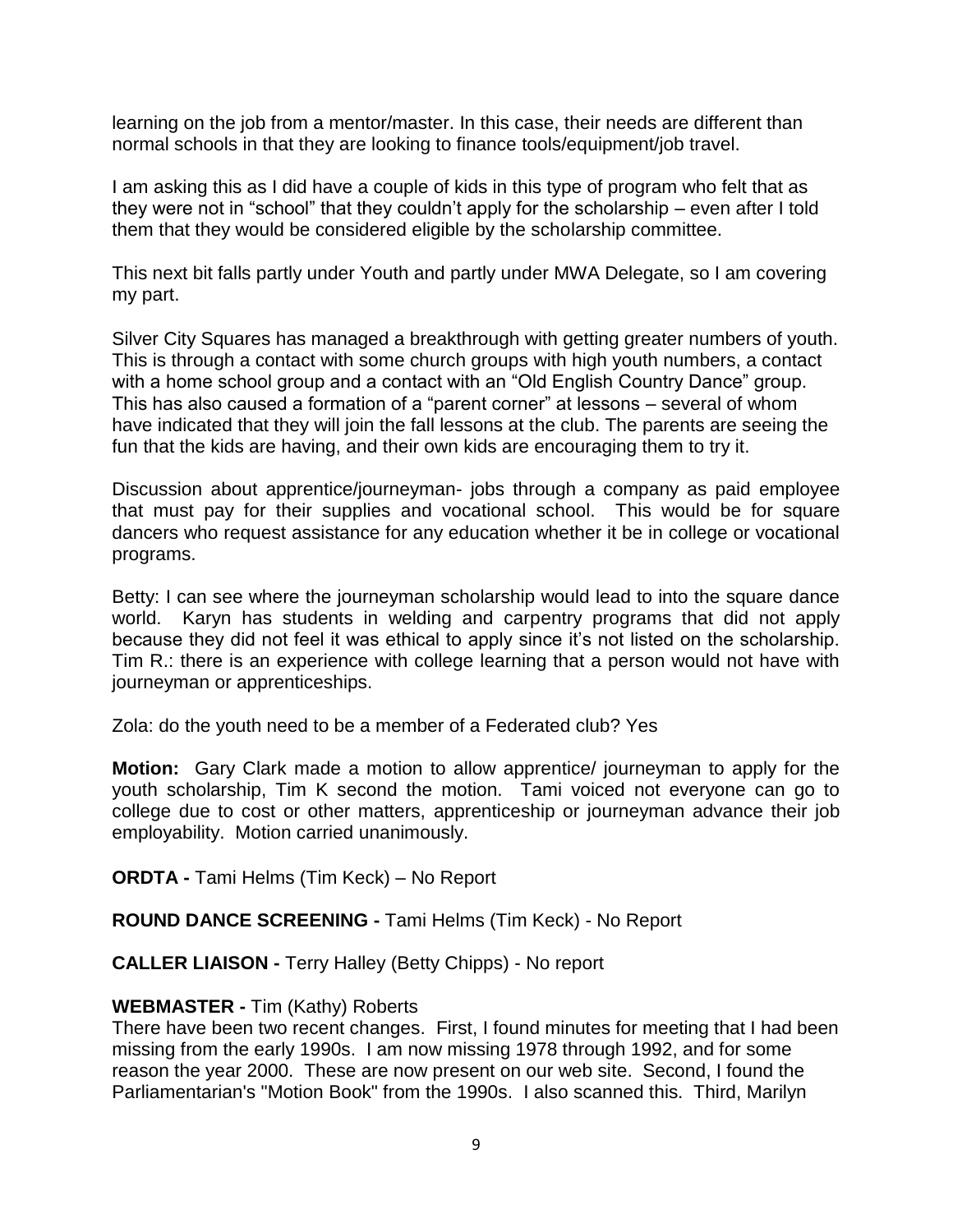learning on the job from a mentor/master. In this case, their needs are different than normal schools in that they are looking to finance tools/equipment/job travel.

I am asking this as I did have a couple of kids in this type of program who felt that as they were not in "school" that they couldn't apply for the scholarship – even after I told them that they would be considered eligible by the scholarship committee.

This next bit falls partly under Youth and partly under MWA Delegate, so I am covering my part.

Silver City Squares has managed a breakthrough with getting greater numbers of youth. This is through a contact with some church groups with high youth numbers, a contact with a home school group and a contact with an "Old English Country Dance" group. This has also caused a formation of a "parent corner" at lessons – several of whom have indicated that they will join the fall lessons at the club. The parents are seeing the fun that the kids are having, and their own kids are encouraging them to try it.

Discussion about apprentice/journeyman- jobs through a company as paid employee that must pay for their supplies and vocational school. This would be for square dancers who request assistance for any education whether it be in college or vocational programs.

Betty: I can see where the journeyman scholarship would lead to into the square dance world. Karyn has students in welding and carpentry programs that did not apply because they did not feel it was ethical to apply since it's not listed on the scholarship. Tim R.: there is an experience with college learning that a person would not have with journeyman or apprenticeships.

Zola: do the youth need to be a member of a Federated club? Yes

**Motion:** Gary Clark made a motion to allow apprentice/ journeyman to apply for the youth scholarship, Tim K second the motion. Tami voiced not everyone can go to college due to cost or other matters, apprenticeship or journeyman advance their job employability. Motion carried unanimously.

**ORDTA -** Tami Helms (Tim Keck) – No Report

**ROUND DANCE SCREENING -** Tami Helms (Tim Keck) - No Report

**CALLER LIAISON -** Terry Halley (Betty Chipps) - No report

**WEBMASTER -** Tim (Kathy) Roberts
There have been two recent changes. First, I found minutes for meeting that I had been missing from the early 1990s. I am now missing 1978 through 1992, and for some reason the year 2000. These are now present on our web site. Second, I found the Parliamentarian's "Motion Book" from the 1990s. I also scanned this. Third, Marilyn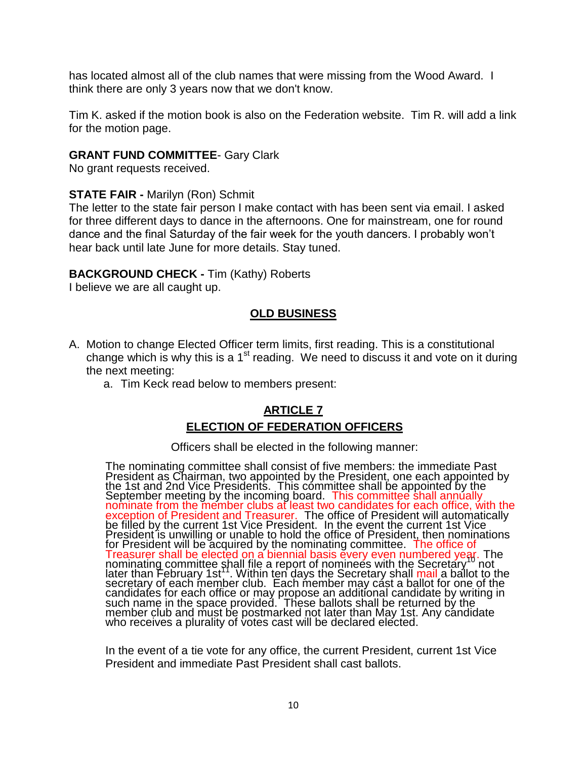has located almost all of the club names that were missing from the Wood Award. I think there are only 3 years now that we don't know.

Tim K. asked if the motion book is also on the Federation website. Tim R. will add a link for the motion page.

**GRANT FUND COMMITTEE**- Gary Clark
No grant requests received.

**STATE FAIR -** Marilyn (Ron) Schmit
The letter to the state fair person I make contact with has been sent via email. I asked for three different days to dance in the afternoons. One for mainstream, one for round dance and the final Saturday of the fair week for the youth dancers. I probably won't hear back until late June for more details. Stay tuned.

**BACKGROUND CHECK -** Tim (Kathy) Roberts
I believe we are all caught up.

## OLD BUSINESS

A. Motion to change Elected Officer term limits, first reading. This is a constitutional change which is why this is a 1st reading. We need to discuss it and vote on it during the next meeting:
   a. Tim Keck read below to members present:

### ARTICLE 7
### ELECTION OF FEDERATION OFFICERS

Officers shall be elected in the following manner:

The nominating committee shall consist of five members: the immediate Past President as Chairman, two appointed by the President, one each appointed by the 1st and 2nd Vice Presidents. This committee shall be appointed by the September meeting by the incoming board. This committee shall annually nominate from the member clubs at least two candidates for each office, with the exception of President and Treasurer. The office of President will automatically be filled by the current 1st Vice President. In the event the current 1st Vice President is unwilling or unable to hold the office of President, then nominations for President will be acquired by the nominating committee. The office of Treasurer shall be elected on a biennial basis every even numbered year. The nominating committee shall file a report of nominees with the Secretary[10] not later than February 1st[11]. Within ten days the Secretary shall mail a ballot to the secretary of each member club. Each member may cast a ballot for one of the candidates for each office or may propose an additional candidate by writing in such name in the space provided. These ballots shall be returned by the member club and must be postmarked not later than May 1st. Any candidate who receives a plurality of votes cast will be declared elected.

In the event of a tie vote for any office, the current President, current 1st Vice President and immediate Past President shall cast ballots.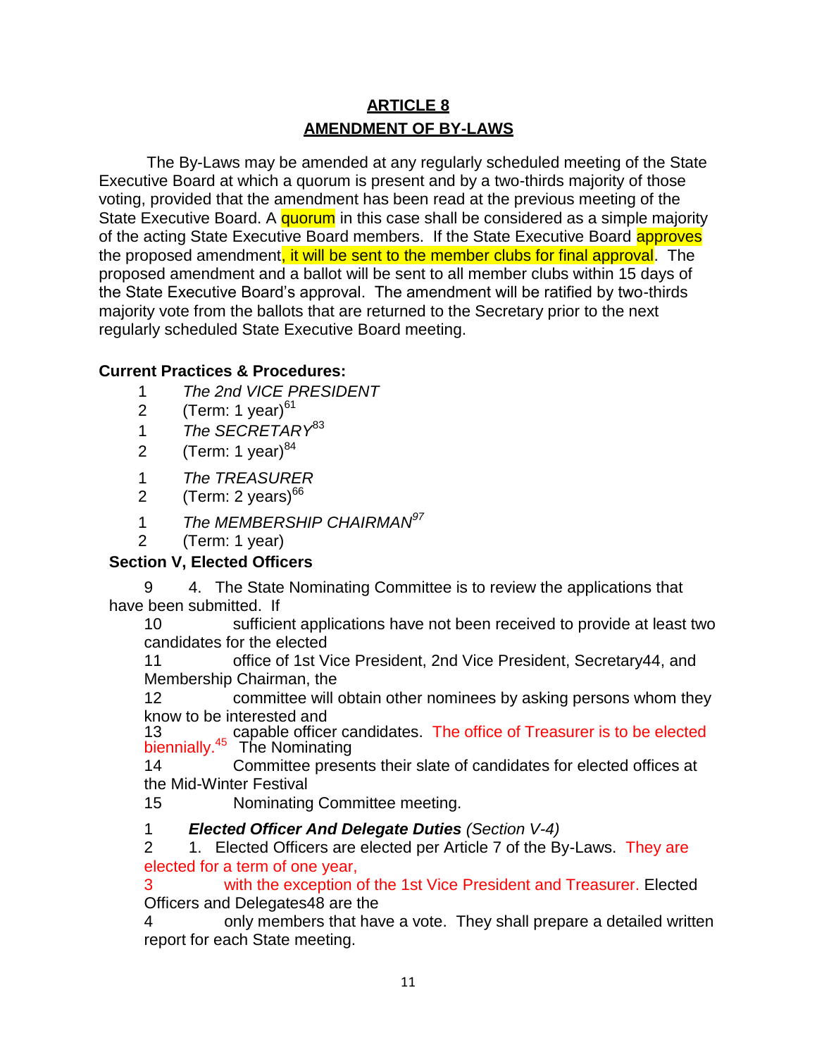## ARTICLE 8
## AMENDMENT OF BY-LAWS

The By-Laws may be amended at any regularly scheduled meeting of the State Executive Board at which a quorum is present and by a two-thirds majority of those voting, provided that the amendment has been read at the previous meeting of the State Executive Board. A quorum in this case shall be considered as a simple majority of the acting State Executive Board members. If the State Executive Board approves the proposed amendment, it will be sent to the member clubs for final approval. The proposed amendment and a ballot will be sent to all member clubs within 15 days of the State Executive Board's approval. The amendment will be ratified by two-thirds majority vote from the ballots that are returned to the Secretary prior to the next regularly scheduled State Executive Board meeting.

**Current Practices & Procedures:**

1 *The 2nd VICE PRESIDENT*
2 (Term: 1 year)[61]
1 *The SECRETARY*[83]
2 (Term: 1 year)[84]

1 *The TREASURER*
2 (Term: 2 years)[66]

1 *The MEMBERSHIP CHAIRMAN*[97]
2 (Term: 1 year)

**Section V, Elected Officers**

9 4. The State Nominating Committee is to review the applications that have been submitted. If
10 sufficient applications have not been received to provide at least two candidates for the elected
11 office of 1st Vice President, 2nd Vice President, Secretary44, and Membership Chairman, the
12 committee will obtain other nominees by asking persons whom they know to be interested and
13 capable officer candidates. The office of Treasurer is to be elected biennially.[45] The Nominating
14 Committee presents their slate of candidates for elected offices at the Mid-Winter Festival
15 Nominating Committee meeting.

1 ***Elected Officer And Delegate Duties*** *(Section V-4)*
2 1. Elected Officers are elected per Article 7 of the By-Laws. They are elected for a term of one year,
3 with the exception of the 1st Vice President and Treasurer. Elected Officers and Delegates48 are the
4 only members that have a vote. They shall prepare a detailed written report for each State meeting.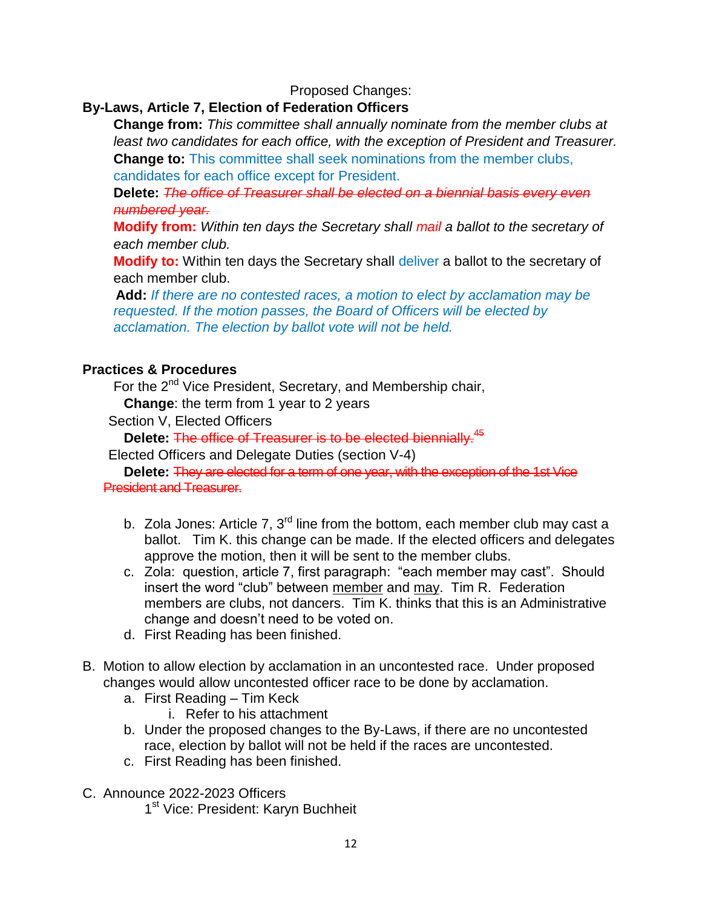Proposed Changes:

**By-Laws, Article 7, Election of Federation Officers**

**Change from:** *This committee shall annually nominate from the member clubs at least two candidates for each office, with the exception of President and Treasurer.*

**Change to:** This committee shall seek nominations from the member clubs, candidates for each office except for President.

**Delete:** ~~*The office of Treasurer shall be elected on a biennial basis every even numbered year.*~~

**Modify from:** *Within ten days the Secretary shall mail a ballot to the secretary of each member club.*

**Modify to:** Within ten days the Secretary shall deliver a ballot to the secretary of each member club.

**Add:** *If there are no contested races, a motion to elect by acclamation may be requested. If the motion passes, the Board of Officers will be elected by acclamation. The election by ballot vote will not be held.*

**Practices & Procedures**

For the 2nd Vice President, Secretary, and Membership chair,

**Change**: the term from 1 year to 2 years

Section V, Elected Officers

**Delete:** ~~The office of Treasurer is to be elected biennially.[45]~~

Elected Officers and Delegate Duties (section V-4)

**Delete:** ~~They are elected for a term of one year, with the exception of the 1st Vice President and Treasurer.~~

b. Zola Jones: Article 7, 3rd line from the bottom, each member club may cast a ballot. Tim K. this change can be made. If the elected officers and delegates approve the motion, then it will be sent to the member clubs.

c. Zola: question, article 7, first paragraph: "each member may cast". Should insert the word "club" between member and may. Tim R. Federation members are clubs, not dancers. Tim K. thinks that this is an Administrative change and doesn't need to be voted on.

d. First Reading has been finished.

B. Motion to allow election by acclamation in an uncontested race. Under proposed changes would allow uncontested officer race to be done by acclamation.

   a. First Reading – Tim Keck

      i. Refer to his attachment

   b. Under the proposed changes to the By-Laws, if there are no uncontested race, election by ballot will not be held if the races are uncontested.

   c. First Reading has been finished.

C. Announce 2022-2023 Officers

   1st Vice: President: Karyn Buchheit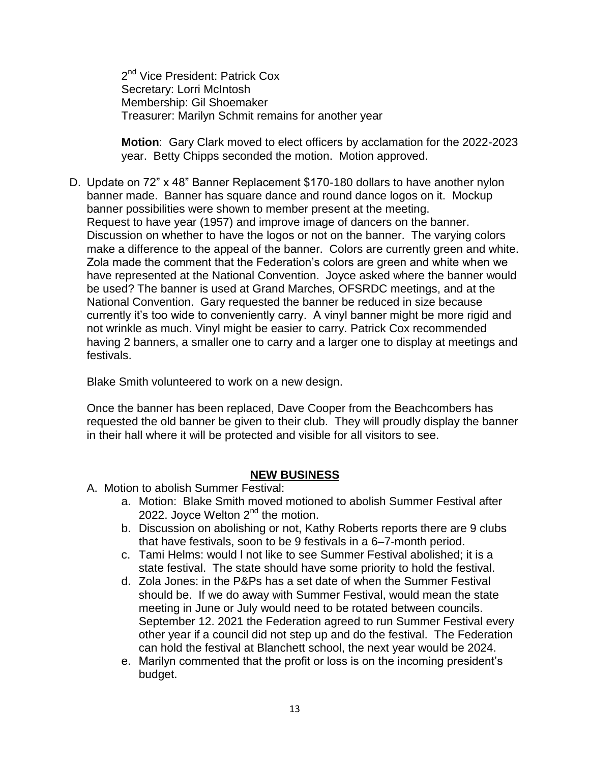2nd Vice President: Patrick Cox
Secretary: Lorri McIntosh
Membership: Gil Shoemaker
Treasurer: Marilyn Schmit remains for another year

**Motion**: Gary Clark moved to elect officers by acclamation for the 2022-2023 year. Betty Chipps seconded the motion. Motion approved.

D. Update on 72" x 48" Banner Replacement $170-180 dollars to have another nylon banner made. Banner has square dance and round dance logos on it. Mockup banner possibilities were shown to member present at the meeting. Request to have year (1957) and improve image of dancers on the banner. Discussion on whether to have the logos or not on the banner. The varying colors make a difference to the appeal of the banner. Colors are currently green and white. Zola made the comment that the Federation's colors are green and white when we have represented at the National Convention. Joyce asked where the banner would be used? The banner is used at Grand Marches, OFSRDC meetings, and at the National Convention. Gary requested the banner be reduced in size because currently it's too wide to conveniently carry. A vinyl banner might be more rigid and not wrinkle as much. Vinyl might be easier to carry. Patrick Cox recommended having 2 banners, a smaller one to carry and a larger one to display at meetings and festivals.

   Blake Smith volunteered to work on a new design.

   Once the banner has been replaced, Dave Cooper from the Beachcombers has requested the old banner be given to their club. They will proudly display the banner in their hall where it will be protected and visible for all visitors to see.

## NEW BUSINESS

A. Motion to abolish Summer Festival:
   a. Motion: Blake Smith moved motioned to abolish Summer Festival after 2022. Joyce Welton 2nd the motion.
   b. Discussion on abolishing or not, Kathy Roberts reports there are 9 clubs that have festivals, soon to be 9 festivals in a 6–7-month period.
   c. Tami Helms: would I not like to see Summer Festival abolished; it is a state festival. The state should have some priority to hold the festival.
   d. Zola Jones: in the P&Ps has a set date of when the Summer Festival should be. If we do away with Summer Festival, would mean the state meeting in June or July would need to be rotated between councils. September 12. 2021 the Federation agreed to run Summer Festival every other year if a council did not step up and do the festival. The Federation can hold the festival at Blanchett school, the next year would be 2024.
   e. Marilyn commented that the profit or loss is on the incoming president's budget.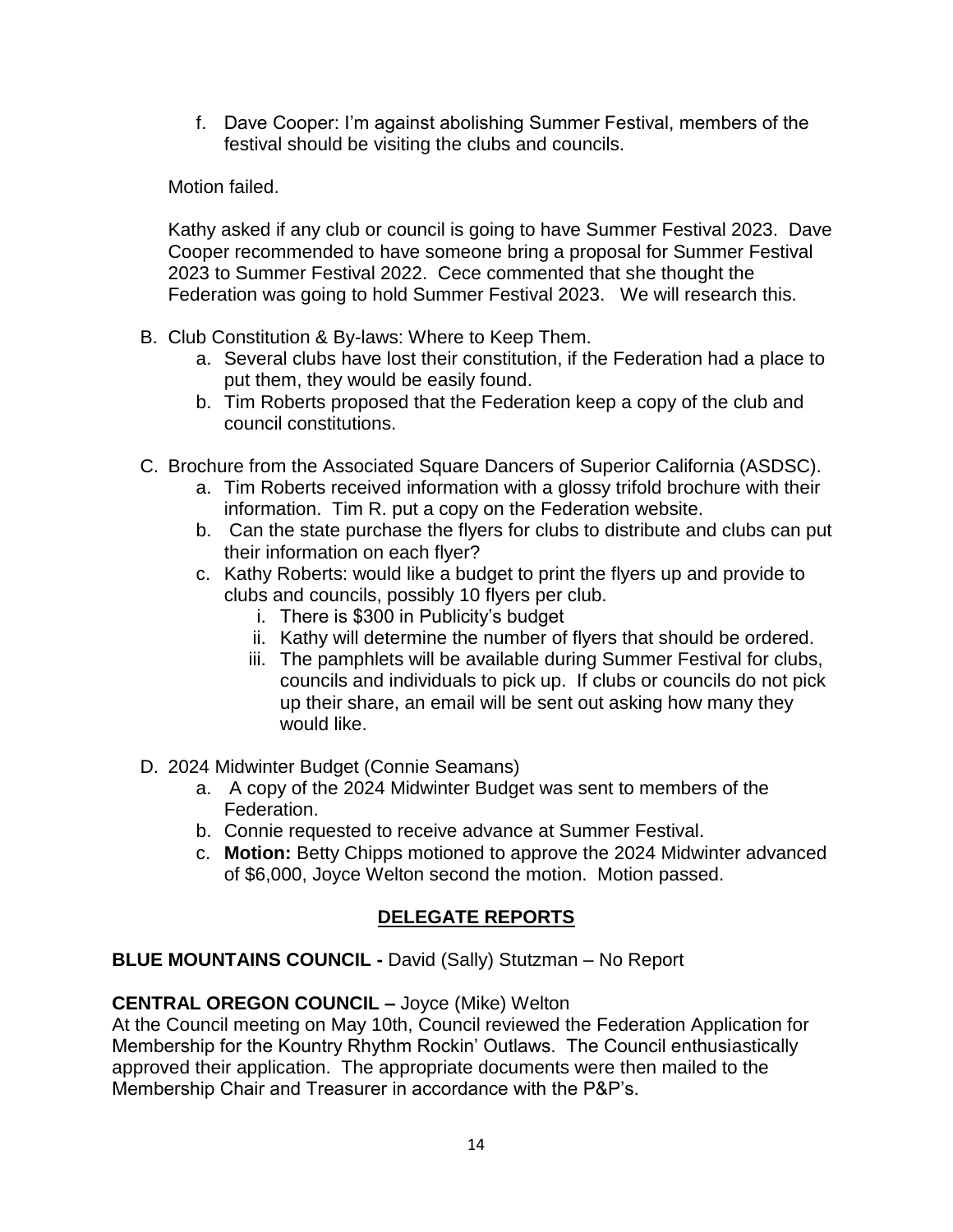f. Dave Cooper: I'm against abolishing Summer Festival, members of the festival should be visiting the clubs and councils.

Motion failed.

Kathy asked if any club or council is going to have Summer Festival 2023. Dave Cooper recommended to have someone bring a proposal for Summer Festival 2023 to Summer Festival 2022. Cece commented that she thought the Federation was going to hold Summer Festival 2023. We will research this.

B. Club Constitution & By-laws: Where to Keep Them.
   a. Several clubs have lost their constitution, if the Federation had a place to put them, they would be easily found.
   b. Tim Roberts proposed that the Federation keep a copy of the club and council constitutions.

C. Brochure from the Associated Square Dancers of Superior California (ASDSC).
   a. Tim Roberts received information with a glossy trifold brochure with their information. Tim R. put a copy on the Federation website.
   b. Can the state purchase the flyers for clubs to distribute and clubs can put their information on each flyer?
   c. Kathy Roberts: would like a budget to print the flyers up and provide to clubs and councils, possibly 10 flyers per club.
      i. There is $300 in Publicity's budget
      ii. Kathy will determine the number of flyers that should be ordered.
      iii. The pamphlets will be available during Summer Festival for clubs, councils and individuals to pick up. If clubs or councils do not pick up their share, an email will be sent out asking how many they would like.

D. 2024 Midwinter Budget (Connie Seamans)
   a. A copy of the 2024 Midwinter Budget was sent to members of the Federation.
   b. Connie requested to receive advance at Summer Festival.
   c. **Motion:** Betty Chipps motioned to approve the 2024 Midwinter advanced of $6,000, Joyce Welton second the motion. Motion passed.

## DELEGATE REPORTS

**BLUE MOUNTAINS COUNCIL -** David (Sally) Stutzman – No Report

**CENTRAL OREGON COUNCIL –** Joyce (Mike) Welton
At the Council meeting on May 10th, Council reviewed the Federation Application for Membership for the Kountry Rhythm Rockin' Outlaws. The Council enthusiastically approved their application. The appropriate documents were then mailed to the Membership Chair and Treasurer in accordance with the P&P's.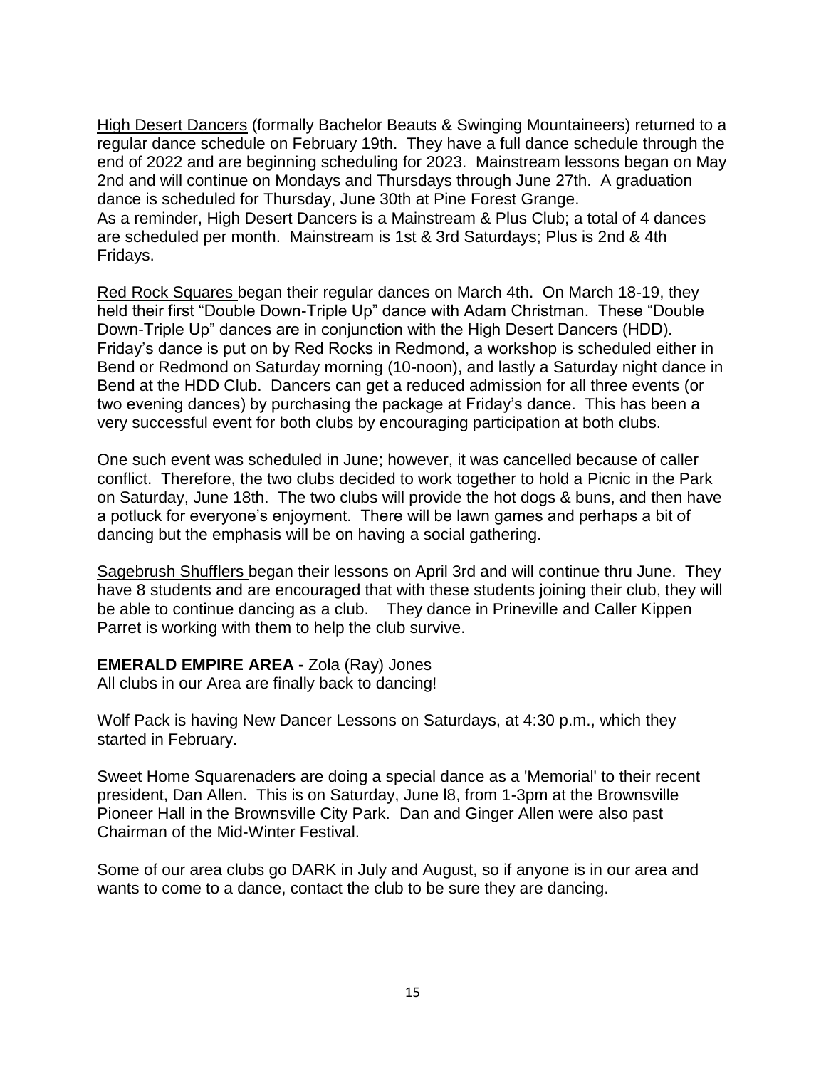High Desert Dancers (formally Bachelor Beauts & Swinging Mountaineers) returned to a regular dance schedule on February 19th. They have a full dance schedule through the end of 2022 and are beginning scheduling for 2023. Mainstream lessons began on May 2nd and will continue on Mondays and Thursdays through June 27th. A graduation dance is scheduled for Thursday, June 30th at Pine Forest Grange.
As a reminder, High Desert Dancers is a Mainstream & Plus Club; a total of 4 dances are scheduled per month. Mainstream is 1st & 3rd Saturdays; Plus is 2nd & 4th Fridays.

Red Rock Squares began their regular dances on March 4th. On March 18-19, they held their first "Double Down-Triple Up" dance with Adam Christman. These "Double Down-Triple Up" dances are in conjunction with the High Desert Dancers (HDD). Friday's dance is put on by Red Rocks in Redmond, a workshop is scheduled either in Bend or Redmond on Saturday morning (10-noon), and lastly a Saturday night dance in Bend at the HDD Club. Dancers can get a reduced admission for all three events (or two evening dances) by purchasing the package at Friday's dance. This has been a very successful event for both clubs by encouraging participation at both clubs.

One such event was scheduled in June; however, it was cancelled because of caller conflict. Therefore, the two clubs decided to work together to hold a Picnic in the Park on Saturday, June 18th. The two clubs will provide the hot dogs & buns, and then have a potluck for everyone's enjoyment. There will be lawn games and perhaps a bit of dancing but the emphasis will be on having a social gathering.

Sagebrush Shufflers began their lessons on April 3rd and will continue thru June. They have 8 students and are encouraged that with these students joining their club, they will be able to continue dancing as a club. They dance in Prineville and Caller Kippen Parret is working with them to help the club survive.

**EMERALD EMPIRE AREA -** Zola (Ray) Jones
All clubs in our Area are finally back to dancing!

Wolf Pack is having New Dancer Lessons on Saturdays, at 4:30 p.m., which they started in February.

Sweet Home Squarenaders are doing a special dance as a 'Memorial' to their recent president, Dan Allen. This is on Saturday, June l8, from 1-3pm at the Brownsville Pioneer Hall in the Brownsville City Park. Dan and Ginger Allen were also past Chairman of the Mid-Winter Festival.

Some of our area clubs go DARK in July and August, so if anyone is in our area and wants to come to a dance, contact the club to be sure they are dancing.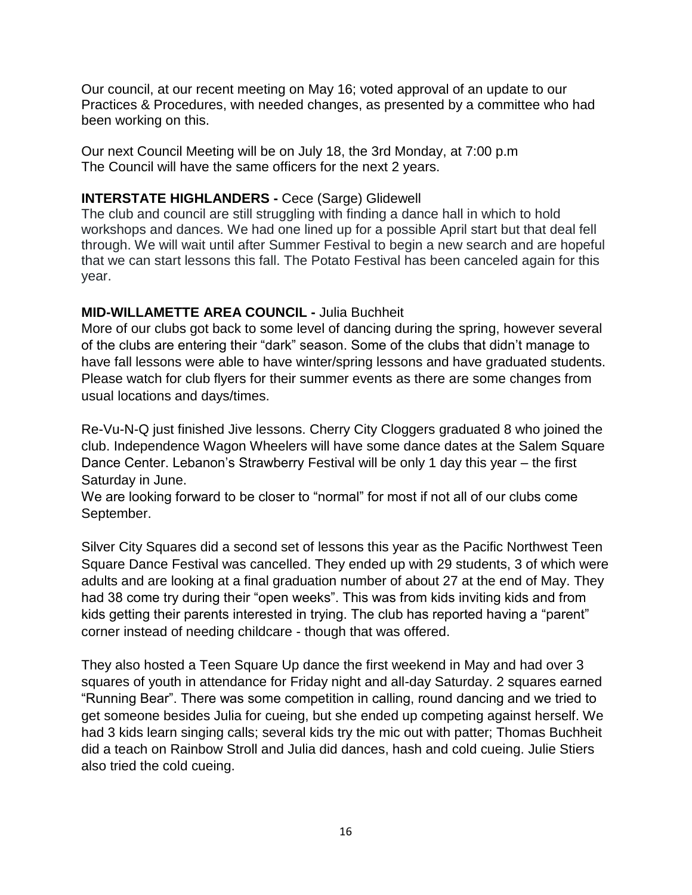Our council, at our recent meeting on May 16; voted approval of an update to our Practices & Procedures, with needed changes, as presented by a committee who had been working on this.

Our next Council Meeting will be on July 18, the 3rd Monday, at 7:00 p.m
The Council will have the same officers for the next 2 years.

**INTERSTATE HIGHLANDERS -** Cece (Sarge) Glidewell

The club and council are still struggling with finding a dance hall in which to hold workshops and dances. We had one lined up for a possible April start but that deal fell through. We will wait until after Summer Festival to begin a new search and are hopeful that we can start lessons this fall. The Potato Festival has been canceled again for this year.

**MID-WILLAMETTE AREA COUNCIL -** Julia Buchheit

More of our clubs got back to some level of dancing during the spring, however several of the clubs are entering their "dark" season. Some of the clubs that didn't manage to have fall lessons were able to have winter/spring lessons and have graduated students. Please watch for club flyers for their summer events as there are some changes from usual locations and days/times.

Re-Vu-N-Q just finished Jive lessons. Cherry City Cloggers graduated 8 who joined the club. Independence Wagon Wheelers will have some dance dates at the Salem Square Dance Center. Lebanon's Strawberry Festival will be only 1 day this year – the first Saturday in June.
We are looking forward to be closer to "normal" for most if not all of our clubs come September.

Silver City Squares did a second set of lessons this year as the Pacific Northwest Teen Square Dance Festival was cancelled. They ended up with 29 students, 3 of which were adults and are looking at a final graduation number of about 27 at the end of May. They had 38 come try during their "open weeks". This was from kids inviting kids and from kids getting their parents interested in trying. The club has reported having a "parent" corner instead of needing childcare - though that was offered.

They also hosted a Teen Square Up dance the first weekend in May and had over 3 squares of youth in attendance for Friday night and all-day Saturday. 2 squares earned "Running Bear". There was some competition in calling, round dancing and we tried to get someone besides Julia for cueing, but she ended up competing against herself. We had 3 kids learn singing calls; several kids try the mic out with patter; Thomas Buchheit did a teach on Rainbow Stroll and Julia did dances, hash and cold cueing. Julie Stiers also tried the cold cueing.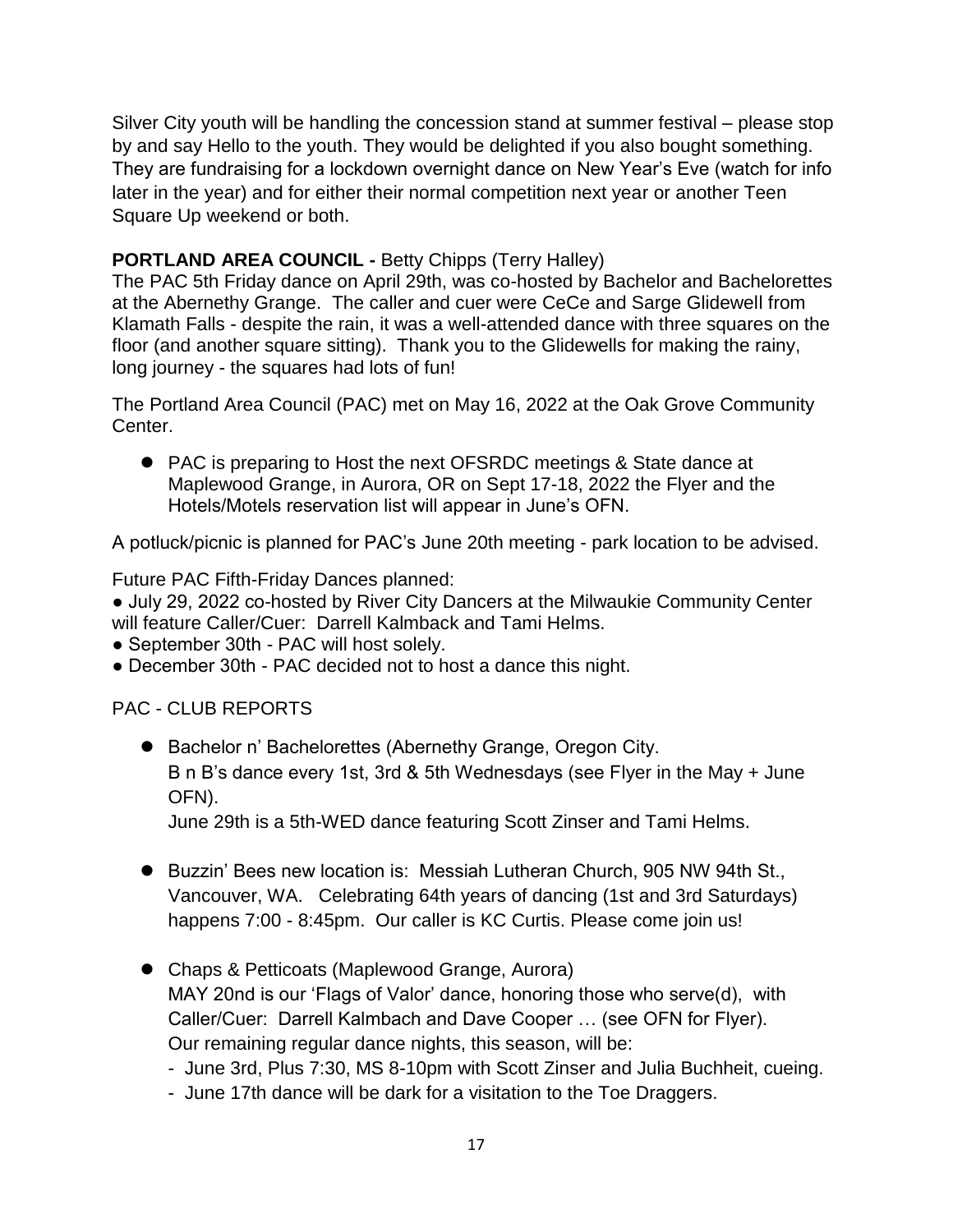Silver City youth will be handling the concession stand at summer festival – please stop by and say Hello to the youth. They would be delighted if you also bought something. They are fundraising for a lockdown overnight dance on New Year's Eve (watch for info later in the year) and for either their normal competition next year or another Teen Square Up weekend or both.

**PORTLAND AREA COUNCIL -** Betty Chipps (Terry Halley)

The PAC 5th Friday dance on April 29th, was co-hosted by Bachelor and Bachelorettes at the Abernethy Grange. The caller and cuer were CeCe and Sarge Glidewell from Klamath Falls - despite the rain, it was a well-attended dance with three squares on the floor (and another square sitting). Thank you to the Glidewells for making the rainy, long journey - the squares had lots of fun!

The Portland Area Council (PAC) met on May 16, 2022 at the Oak Grove Community Center.

- PAC is preparing to Host the next OFSRDC meetings & State dance at Maplewood Grange, in Aurora, OR on Sept 17-18, 2022 the Flyer and the Hotels/Motels reservation list will appear in June's OFN.

A potluck/picnic is planned for PAC's June 20th meeting - park location to be advised.

Future PAC Fifth-Friday Dances planned:

- July 29, 2022 co-hosted by River City Dancers at the Milwaukie Community Center will feature Caller/Cuer: Darrell Kalmback and Tami Helms.
- September 30th - PAC will host solely.
- December 30th - PAC decided not to host a dance this night.

PAC - CLUB REPORTS

- Bachelor n' Bachelorettes (Abernethy Grange, Oregon City.
  B n B's dance every 1st, 3rd & 5th Wednesdays (see Flyer in the May + June OFN).
  June 29th is a 5th-WED dance featuring Scott Zinser and Tami Helms.

- Buzzin' Bees new location is: Messiah Lutheran Church, 905 NW 94th St., Vancouver, WA. Celebrating 64th years of dancing (1st and 3rd Saturdays) happens 7:00 - 8:45pm. Our caller is KC Curtis. Please come join us!

- Chaps & Petticoats (Maplewood Grange, Aurora)
  MAY 20nd is our 'Flags of Valor' dance, honoring those who serve(d), with Caller/Cuer: Darrell Kalmbach and Dave Cooper … (see OFN for Flyer).
  Our remaining regular dance nights, this season, will be:
  - June 3rd, Plus 7:30, MS 8-10pm with Scott Zinser and Julia Buchheit, cueing.
  - June 17th dance will be dark for a visitation to the Toe Draggers.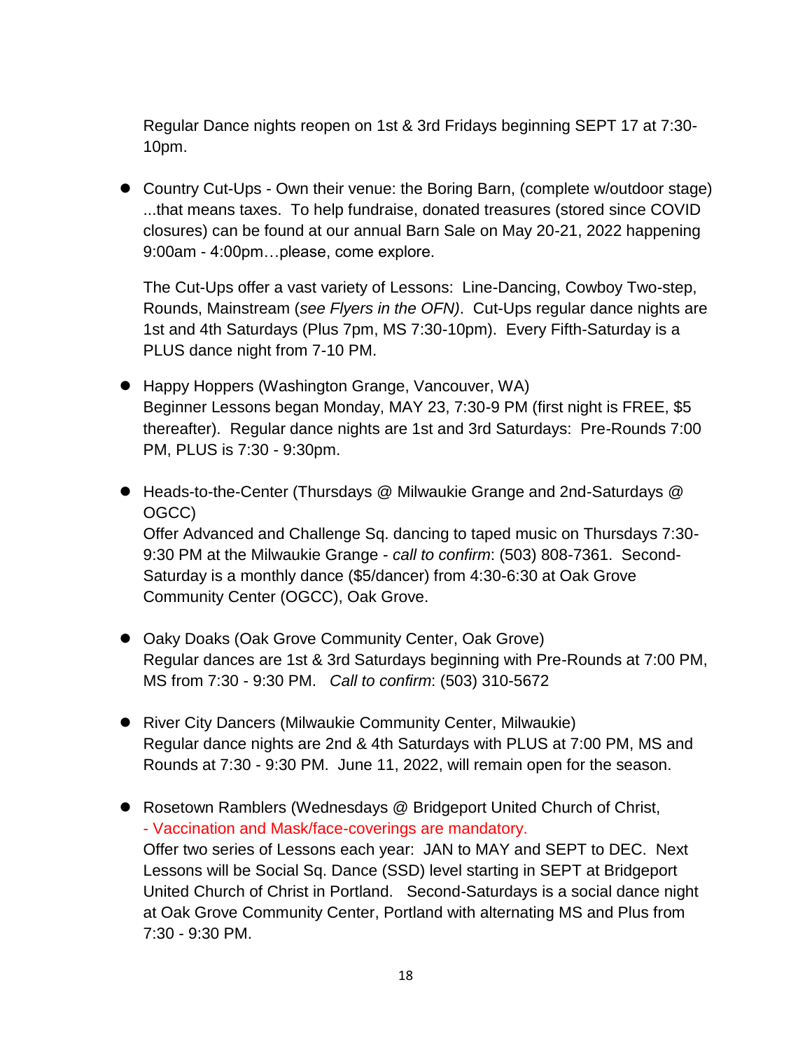Regular Dance nights reopen on 1st & 3rd Fridays beginning SEPT 17 at 7:30-10pm.

- Country Cut-Ups - Own their venue: the Boring Barn, (complete w/outdoor stage) ...that means taxes. To help fundraise, donated treasures (stored since COVID closures) can be found at our annual Barn Sale on May 20-21, 2022 happening 9:00am - 4:00pm…please, come explore.

  The Cut-Ups offer a vast variety of Lessons: Line-Dancing, Cowboy Two-step, Rounds, Mainstream (*see Flyers in the OFN)*. Cut-Ups regular dance nights are 1st and 4th Saturdays (Plus 7pm, MS 7:30-10pm). Every Fifth-Saturday is a PLUS dance night from 7-10 PM.

- Happy Hoppers (Washington Grange, Vancouver, WA)
  Beginner Lessons began Monday, MAY 23, 7:30-9 PM (first night is FREE, $5 thereafter). Regular dance nights are 1st and 3rd Saturdays: Pre-Rounds 7:00 PM, PLUS is 7:30 - 9:30pm.

- Heads-to-the-Center (Thursdays @ Milwaukie Grange and 2nd-Saturdays @ OGCC)
  Offer Advanced and Challenge Sq. dancing to taped music on Thursdays 7:30-9:30 PM at the Milwaukie Grange - *call to confirm*: (503) 808-7361. Second-Saturday is a monthly dance ($5/dancer) from 4:30-6:30 at Oak Grove Community Center (OGCC), Oak Grove.

- Oaky Doaks (Oak Grove Community Center, Oak Grove)
  Regular dances are 1st & 3rd Saturdays beginning with Pre-Rounds at 7:00 PM, MS from 7:30 - 9:30 PM. *Call to confirm*: (503) 310-5672

- River City Dancers (Milwaukie Community Center, Milwaukie)
  Regular dance nights are 2nd & 4th Saturdays with PLUS at 7:00 PM, MS and Rounds at 7:30 - 9:30 PM. June 11, 2022, will remain open for the season.

- Rosetown Ramblers (Wednesdays @ Bridgeport United Church of Christ,
  - Vaccination and Mask/face-coverings are mandatory.
  Offer two series of Lessons each year: JAN to MAY and SEPT to DEC. Next Lessons will be Social Sq. Dance (SSD) level starting in SEPT at Bridgeport United Church of Christ in Portland. Second-Saturdays is a social dance night at Oak Grove Community Center, Portland with alternating MS and Plus from 7:30 - 9:30 PM.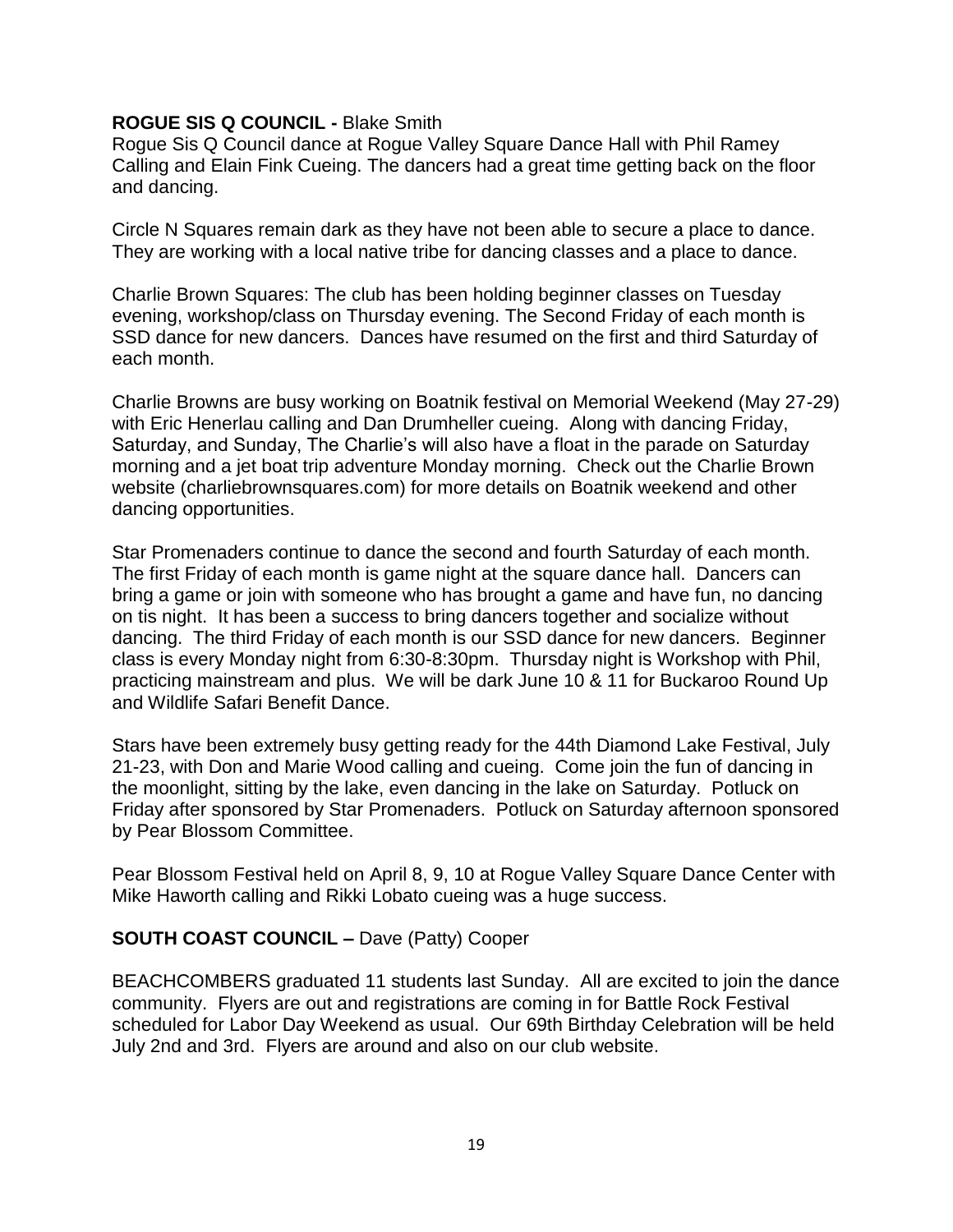**ROGUE SIS Q COUNCIL -** Blake Smith

Rogue Sis Q Council dance at Rogue Valley Square Dance Hall with Phil Ramey Calling and Elain Fink Cueing. The dancers had a great time getting back on the floor and dancing.

Circle N Squares remain dark as they have not been able to secure a place to dance. They are working with a local native tribe for dancing classes and a place to dance.

Charlie Brown Squares: The club has been holding beginner classes on Tuesday evening, workshop/class on Thursday evening. The Second Friday of each month is SSD dance for new dancers. Dances have resumed on the first and third Saturday of each month.

Charlie Browns are busy working on Boatnik festival on Memorial Weekend (May 27-29) with Eric Henerlau calling and Dan Drumheller cueing. Along with dancing Friday, Saturday, and Sunday, The Charlie's will also have a float in the parade on Saturday morning and a jet boat trip adventure Monday morning. Check out the Charlie Brown website (charliebrownsquares.com) for more details on Boatnik weekend and other dancing opportunities.

Star Promenaders continue to dance the second and fourth Saturday of each month. The first Friday of each month is game night at the square dance hall. Dancers can bring a game or join with someone who has brought a game and have fun, no dancing on tis night. It has been a success to bring dancers together and socialize without dancing. The third Friday of each month is our SSD dance for new dancers. Beginner class is every Monday night from 6:30-8:30pm. Thursday night is Workshop with Phil, practicing mainstream and plus. We will be dark June 10 & 11 for Buckaroo Round Up and Wildlife Safari Benefit Dance.

Stars have been extremely busy getting ready for the 44th Diamond Lake Festival, July 21-23, with Don and Marie Wood calling and cueing. Come join the fun of dancing in the moonlight, sitting by the lake, even dancing in the lake on Saturday. Potluck on Friday after sponsored by Star Promenaders. Potluck on Saturday afternoon sponsored by Pear Blossom Committee.

Pear Blossom Festival held on April 8, 9, 10 at Rogue Valley Square Dance Center with Mike Haworth calling and Rikki Lobato cueing was a huge success.

**SOUTH COAST COUNCIL –** Dave (Patty) Cooper

BEACHCOMBERS graduated 11 students last Sunday. All are excited to join the dance community. Flyers are out and registrations are coming in for Battle Rock Festival scheduled for Labor Day Weekend as usual. Our 69th Birthday Celebration will be held July 2nd and 3rd. Flyers are around and also on our club website.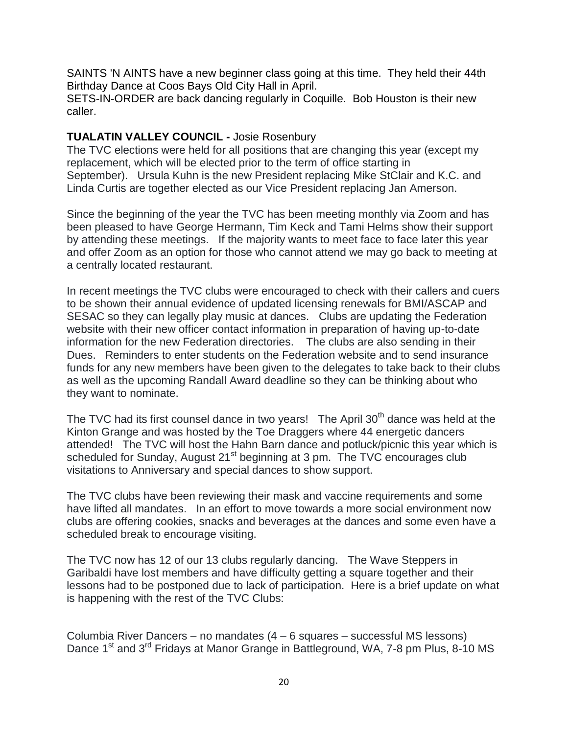SAINTS 'N AINTS have a new beginner class going at this time. They held their 44th Birthday Dance at Coos Bays Old City Hall in April.
SETS-IN-ORDER are back dancing regularly in Coquille. Bob Houston is their new caller.

**TUALATIN VALLEY COUNCIL -** Josie Rosenbury

The TVC elections were held for all positions that are changing this year (except my replacement, which will be elected prior to the term of office starting in September). Ursula Kuhn is the new President replacing Mike StClair and K.C. and Linda Curtis are together elected as our Vice President replacing Jan Amerson.

Since the beginning of the year the TVC has been meeting monthly via Zoom and has been pleased to have George Hermann, Tim Keck and Tami Helms show their support by attending these meetings. If the majority wants to meet face to face later this year and offer Zoom as an option for those who cannot attend we may go back to meeting at a centrally located restaurant.

In recent meetings the TVC clubs were encouraged to check with their callers and cuers to be shown their annual evidence of updated licensing renewals for BMI/ASCAP and SESAC so they can legally play music at dances. Clubs are updating the Federation website with their new officer contact information in preparation of having up-to-date information for the new Federation directories. The clubs are also sending in their Dues. Reminders to enter students on the Federation website and to send insurance funds for any new members have been given to the delegates to take back to their clubs as well as the upcoming Randall Award deadline so they can be thinking about who they want to nominate.

The TVC had its first counsel dance in two years! The April 30th dance was held at the Kinton Grange and was hosted by the Toe Draggers where 44 energetic dancers attended! The TVC will host the Hahn Barn dance and potluck/picnic this year which is scheduled for Sunday, August 21st beginning at 3 pm. The TVC encourages club visitations to Anniversary and special dances to show support.

The TVC clubs have been reviewing their mask and vaccine requirements and some have lifted all mandates. In an effort to move towards a more social environment now clubs are offering cookies, snacks and beverages at the dances and some even have a scheduled break to encourage visiting.

The TVC now has 12 of our 13 clubs regularly dancing. The Wave Steppers in Garibaldi have lost members and have difficulty getting a square together and their lessons had to be postponed due to lack of participation. Here is a brief update on what is happening with the rest of the TVC Clubs:

Columbia River Dancers – no mandates (4 – 6 squares – successful MS lessons)
Dance 1st and 3rd Fridays at Manor Grange in Battleground, WA, 7-8 pm Plus, 8-10 MS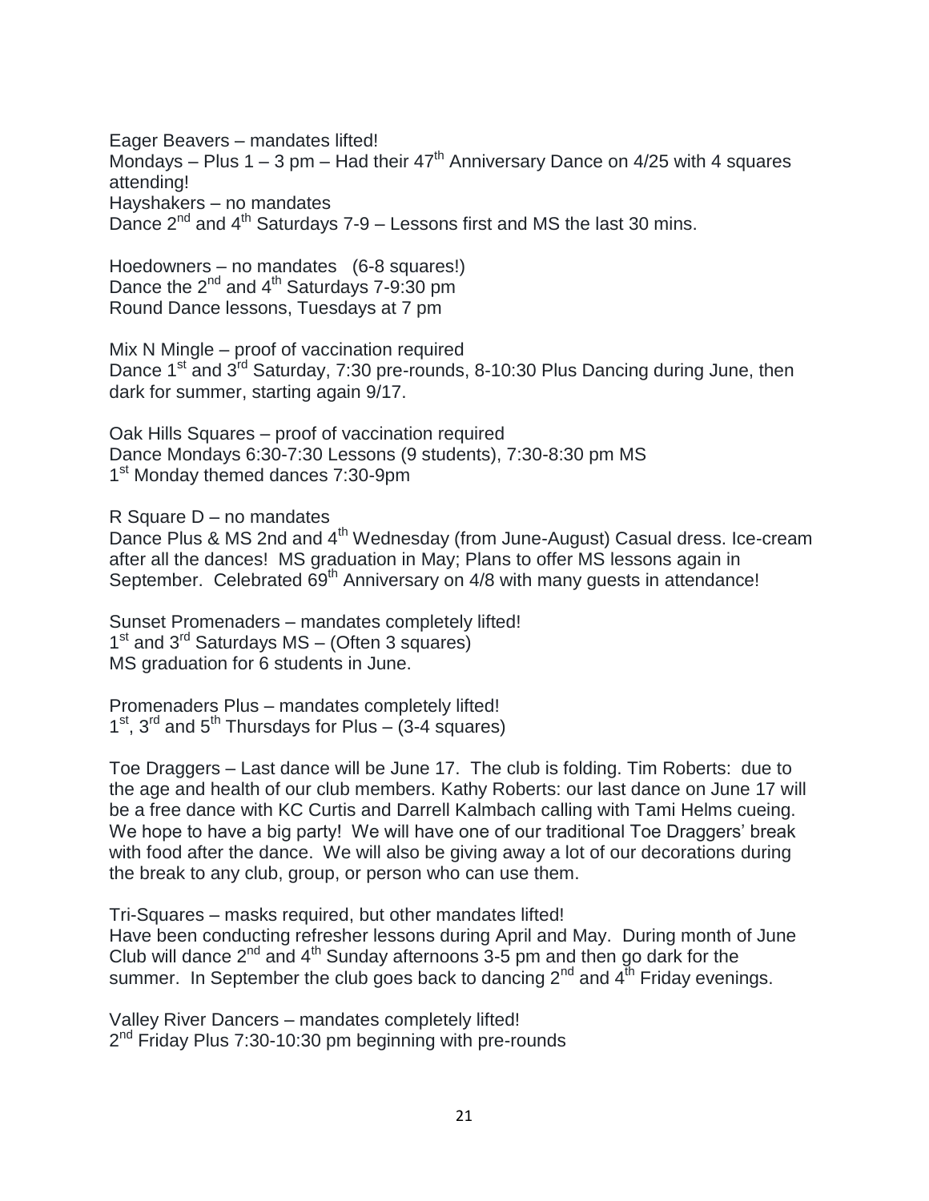Eager Beavers – mandates lifted!
Mondays – Plus 1 – 3 pm – Had their 47th Anniversary Dance on 4/25 with 4 squares attending!
Hayshakers – no mandates
Dance 2nd and 4th Saturdays 7-9 – Lessons first and MS the last 30 mins.

Hoedowners – no mandates (6-8 squares!)
Dance the 2nd and 4th Saturdays 7-9:30 pm
Round Dance lessons, Tuesdays at 7 pm

Mix N Mingle – proof of vaccination required
Dance 1st and 3rd Saturday, 7:30 pre-rounds, 8-10:30 Plus Dancing during June, then dark for summer, starting again 9/17.

Oak Hills Squares – proof of vaccination required
Dance Mondays 6:30-7:30 Lessons (9 students), 7:30-8:30 pm MS
1st Monday themed dances 7:30-9pm

R Square D – no mandates
Dance Plus & MS 2nd and 4th Wednesday (from June-August) Casual dress. Ice-cream after all the dances! MS graduation in May; Plans to offer MS lessons again in September. Celebrated 69th Anniversary on 4/8 with many guests in attendance!

Sunset Promenaders – mandates completely lifted!
1st and 3rd Saturdays MS – (Often 3 squares)
MS graduation for 6 students in June.

Promenaders Plus – mandates completely lifted!
1st, 3rd and 5th Thursdays for Plus – (3-4 squares)

Toe Draggers – Last dance will be June 17. The club is folding. Tim Roberts: due to the age and health of our club members. Kathy Roberts: our last dance on June 17 will be a free dance with KC Curtis and Darrell Kalmbach calling with Tami Helms cueing. We hope to have a big party! We will have one of our traditional Toe Draggers' break with food after the dance. We will also be giving away a lot of our decorations during the break to any club, group, or person who can use them.

Tri-Squares – masks required, but other mandates lifted!
Have been conducting refresher lessons during April and May. During month of June Club will dance 2nd and 4th Sunday afternoons 3-5 pm and then go dark for the summer. In September the club goes back to dancing 2nd and 4th Friday evenings.

Valley River Dancers – mandates completely lifted!
2nd Friday Plus 7:30-10:30 pm beginning with pre-rounds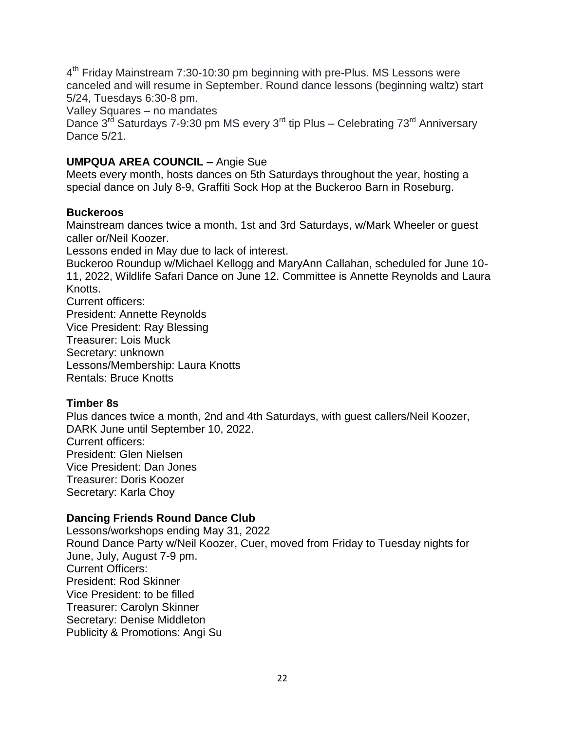4th Friday Mainstream 7:30-10:30 pm beginning with pre-Plus. MS Lessons were canceled and will resume in September. Round dance lessons (beginning waltz) start 5/24, Tuesdays 6:30-8 pm.
Valley Squares – no mandates
Dance 3rd Saturdays 7-9:30 pm MS every 3rd tip Plus – Celebrating 73rd Anniversary Dance 5/21.

**UMPQUA AREA COUNCIL –** Angie Sue
Meets every month, hosts dances on 5th Saturdays throughout the year, hosting a special dance on July 8-9, Graffiti Sock Hop at the Buckeroo Barn in Roseburg.

**Buckeroos**
Mainstream dances twice a month, 1st and 3rd Saturdays, w/Mark Wheeler or guest caller or/Neil Koozer.
Lessons ended in May due to lack of interest.
Buckeroo Roundup w/Michael Kellogg and MaryAnn Callahan, scheduled for June 10-11, 2022, Wildlife Safari Dance on June 12. Committee is Annette Reynolds and Laura Knotts.
Current officers:
President: Annette Reynolds
Vice President: Ray Blessing
Treasurer: Lois Muck
Secretary: unknown
Lessons/Membership: Laura Knotts
Rentals: Bruce Knotts

**Timber 8s**
Plus dances twice a month, 2nd and 4th Saturdays, with guest callers/Neil Koozer, DARK June until September 10, 2022.
Current officers:
President: Glen Nielsen
Vice President: Dan Jones
Treasurer: Doris Koozer
Secretary: Karla Choy

**Dancing Friends Round Dance Club**
Lessons/workshops ending May 31, 2022
Round Dance Party w/Neil Koozer, Cuer, moved from Friday to Tuesday nights for June, July, August 7-9 pm.
Current Officers:
President: Rod Skinner
Vice President: to be filled
Treasurer: Carolyn Skinner
Secretary: Denise Middleton
Publicity & Promotions: Angi Su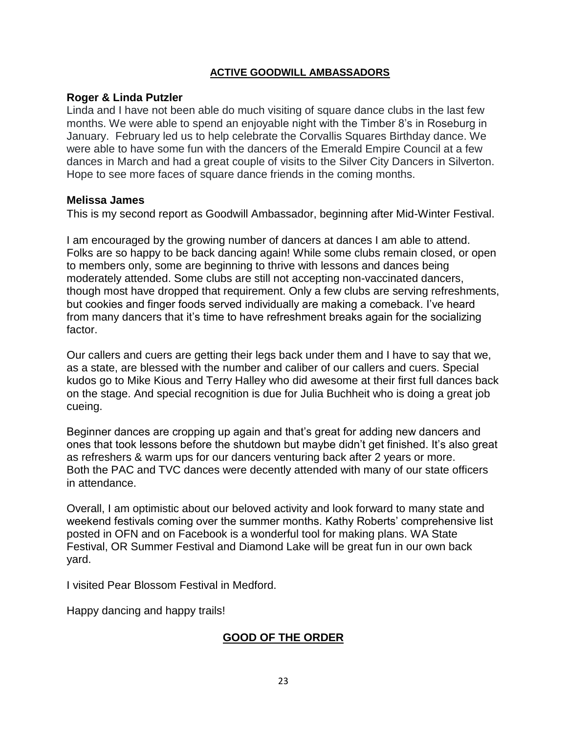## ACTIVE GOODWILL AMBASSADORS

**Roger & Linda Putzler**

Linda and I have not been able do much visiting of square dance clubs in the last few months. We were able to spend an enjoyable night with the Timber 8's in Roseburg in January. February led us to help celebrate the Corvallis Squares Birthday dance. We were able to have some fun with the dancers of the Emerald Empire Council at a few dances in March and had a great couple of visits to the Silver City Dancers in Silverton. Hope to see more faces of square dance friends in the coming months.

**Melissa James**

This is my second report as Goodwill Ambassador, beginning after Mid-Winter Festival.

I am encouraged by the growing number of dancers at dances I am able to attend. Folks are so happy to be back dancing again! While some clubs remain closed, or open to members only, some are beginning to thrive with lessons and dances being moderately attended. Some clubs are still not accepting non-vaccinated dancers, though most have dropped that requirement. Only a few clubs are serving refreshments, but cookies and finger foods served individually are making a comeback. I've heard from many dancers that it's time to have refreshment breaks again for the socializing factor.

Our callers and cuers are getting their legs back under them and I have to say that we, as a state, are blessed with the number and caliber of our callers and cuers. Special kudos go to Mike Kious and Terry Halley who did awesome at their first full dances back on the stage. And special recognition is due for Julia Buchheit who is doing a great job cueing.

Beginner dances are cropping up again and that's great for adding new dancers and ones that took lessons before the shutdown but maybe didn't get finished. It's also great as refreshers & warm ups for our dancers venturing back after 2 years or more. Both the PAC and TVC dances were decently attended with many of our state officers in attendance.

Overall, I am optimistic about our beloved activity and look forward to many state and weekend festivals coming over the summer months. Kathy Roberts' comprehensive list posted in OFN and on Facebook is a wonderful tool for making plans. WA State Festival, OR Summer Festival and Diamond Lake will be great fun in our own back yard.

I visited Pear Blossom Festival in Medford.

Happy dancing and happy trails!

## GOOD OF THE ORDER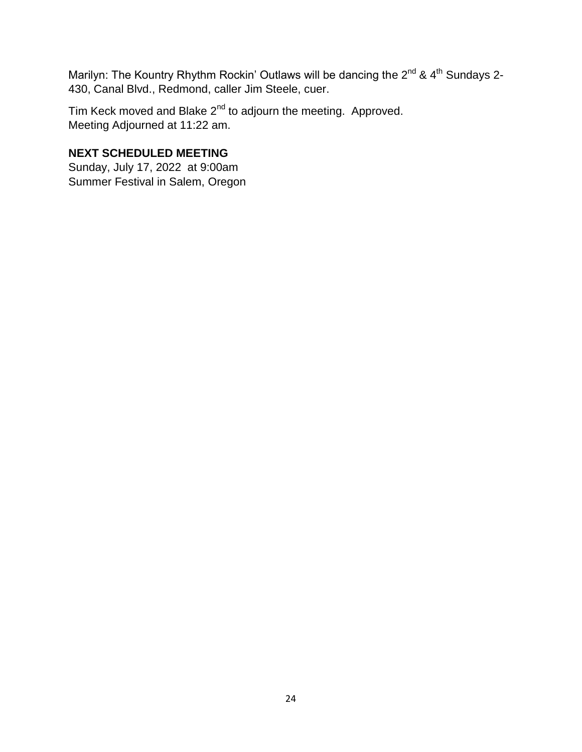Marilyn: The Kountry Rhythm Rockin' Outlaws will be dancing the 2nd & 4th Sundays 2-430, Canal Blvd., Redmond, caller Jim Steele, cuer.

Tim Keck moved and Blake 2nd to adjourn the meeting. Approved.
Meeting Adjourned at 11:22 am.

**NEXT SCHEDULED MEETING**
Sunday, July 17, 2022 at 9:00am
Summer Festival in Salem, Oregon